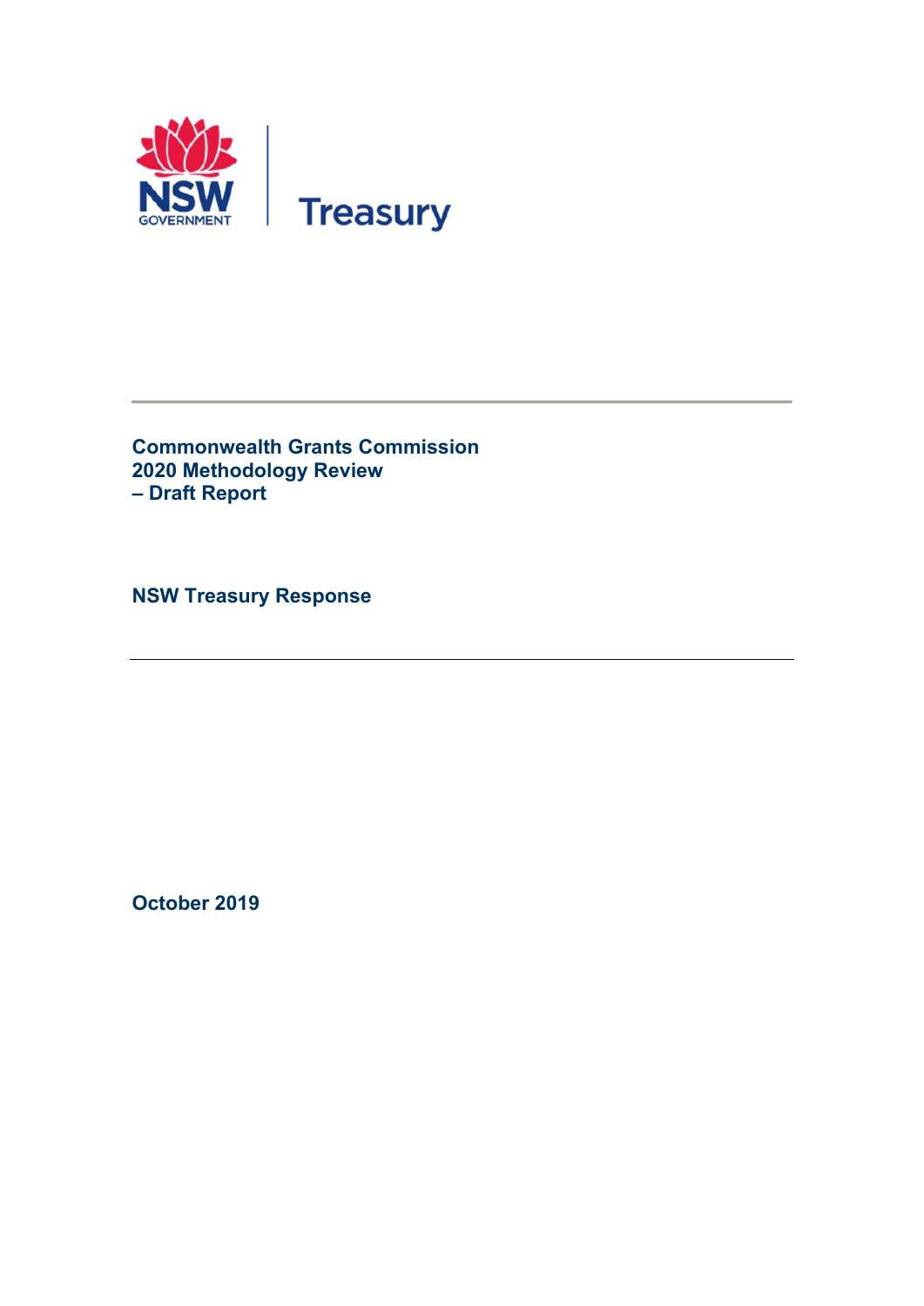NSW GOVERNMENT | Treasury

# Commonwealth Grants Commission 2020 Methodology Review – Draft Report

## NSW Treasury Response

October 2019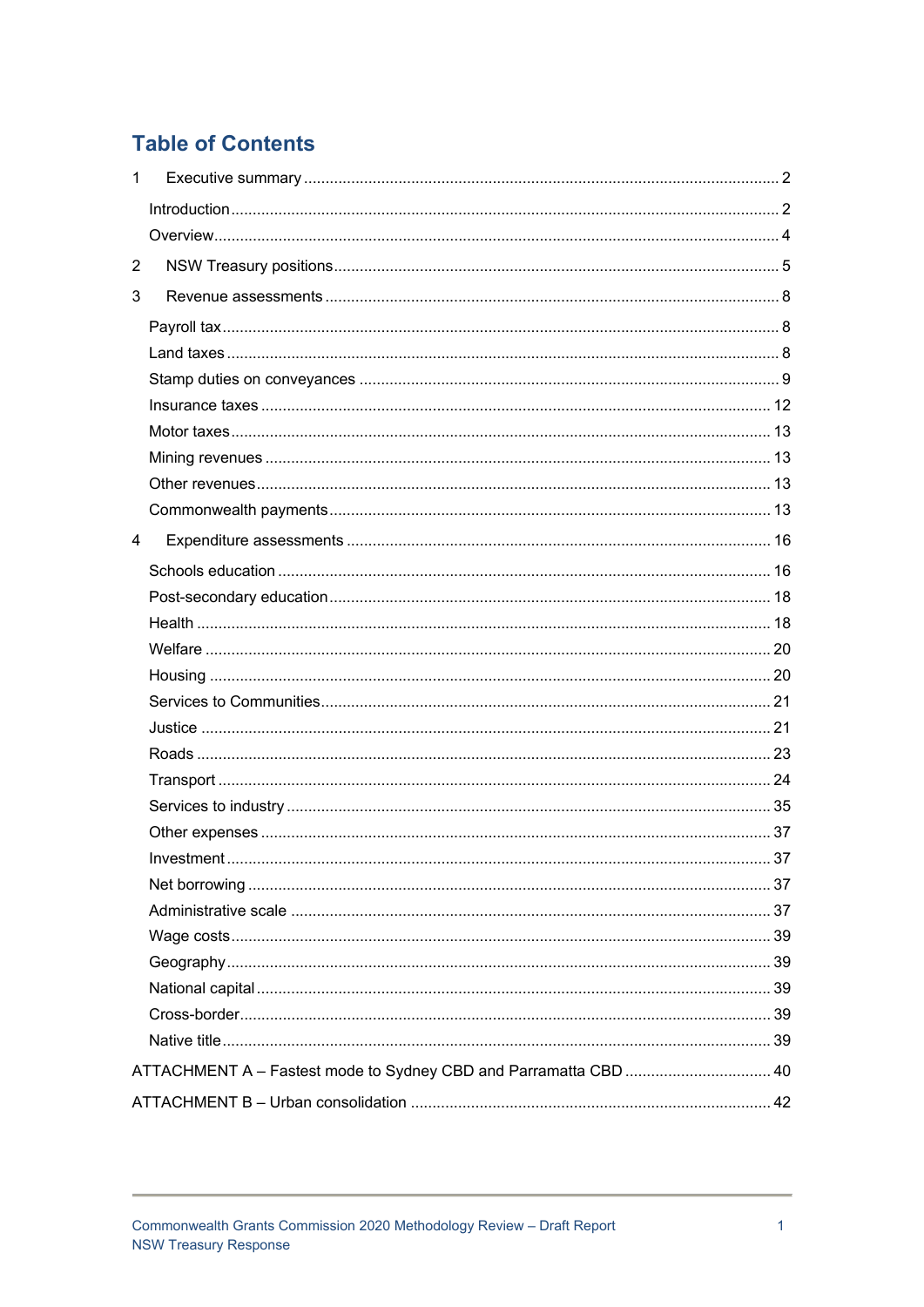# Table of Contents

1 Executive summary ........ 2

- Introduction ........ 2
- Overview ........ 4

2 NSW Treasury positions ........ 5

3 Revenue assessments ........ 8

- Payroll tax ........ 8
- Land taxes ........ 8
- Stamp duties on conveyances ........ 9
- Insurance taxes ........ 12
- Motor taxes ........ 13
- Mining revenues ........ 13
- Other revenues ........ 13
- Commonwealth payments ........ 13

4 Expenditure assessments ........ 16

- Schools education ........ 16
- Post-secondary education ........ 18
- Health ........ 18
- Welfare ........ 20
- Housing ........ 20
- Services to Communities ........ 21
- Justice ........ 21
- Roads ........ 23
- Transport ........ 24
- Services to industry ........ 35
- Other expenses ........ 37
- Investment ........ 37
- Net borrowing ........ 37
- Administrative scale ........ 37
- Wage costs ........ 39
- Geography ........ 39
- National capital ........ 39
- Cross-border ........ 39
- Native title ........ 39

ATTACHMENT A – Fastest mode to Sydney CBD and Parramatta CBD ........ 40

ATTACHMENT B – Urban consolidation ........ 42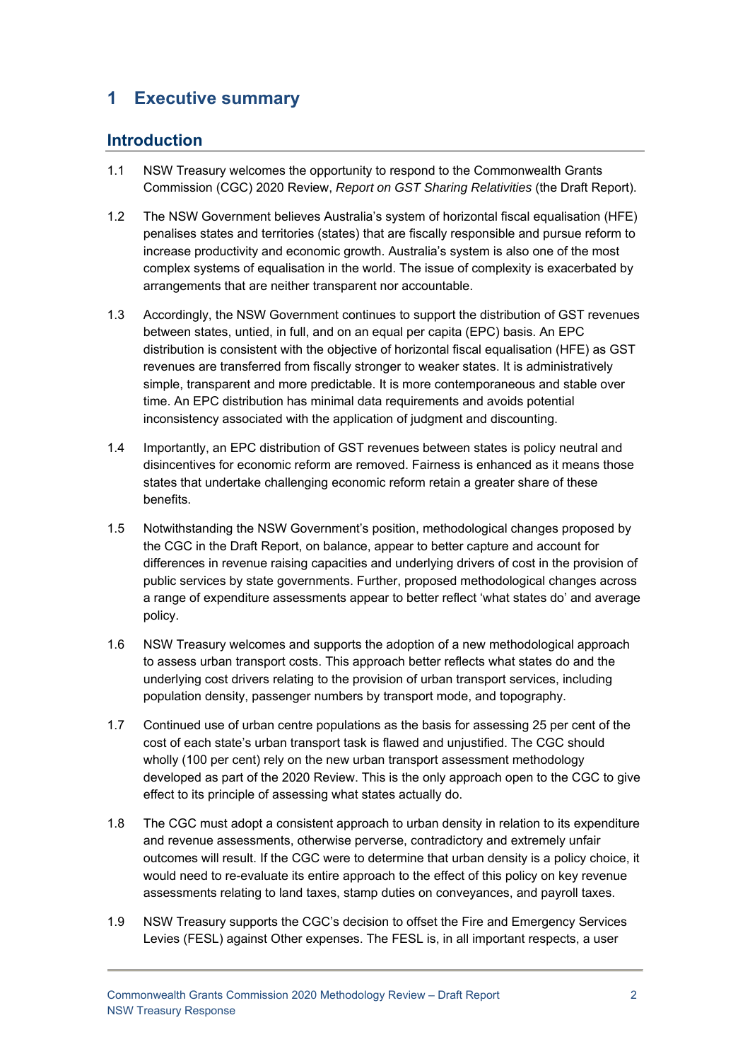# 1 Executive summary

## Introduction

1.1 NSW Treasury welcomes the opportunity to respond to the Commonwealth Grants Commission (CGC) 2020 Review, *Report on GST Sharing Relativities* (the Draft Report).

1.2 The NSW Government believes Australia's system of horizontal fiscal equalisation (HFE) penalises states and territories (states) that are fiscally responsible and pursue reform to increase productivity and economic growth. Australia's system is also one of the most complex systems of equalisation in the world. The issue of complexity is exacerbated by arrangements that are neither transparent nor accountable.

1.3 Accordingly, the NSW Government continues to support the distribution of GST revenues between states, untied, in full, and on an equal per capita (EPC) basis. An EPC distribution is consistent with the objective of horizontal fiscal equalisation (HFE) as GST revenues are transferred from fiscally stronger to weaker states. It is administratively simple, transparent and more predictable. It is more contemporaneous and stable over time. An EPC distribution has minimal data requirements and avoids potential inconsistency associated with the application of judgment and discounting.

1.4 Importantly, an EPC distribution of GST revenues between states is policy neutral and disincentives for economic reform are removed. Fairness is enhanced as it means those states that undertake challenging economic reform retain a greater share of these benefits.

1.5 Notwithstanding the NSW Government's position, methodological changes proposed by the CGC in the Draft Report, on balance, appear to better capture and account for differences in revenue raising capacities and underlying drivers of cost in the provision of public services by state governments. Further, proposed methodological changes across a range of expenditure assessments appear to better reflect 'what states do' and average policy.

1.6 NSW Treasury welcomes and supports the adoption of a new methodological approach to assess urban transport costs. This approach better reflects what states do and the underlying cost drivers relating to the provision of urban transport services, including population density, passenger numbers by transport mode, and topography.

1.7 Continued use of urban centre populations as the basis for assessing 25 per cent of the cost of each state's urban transport task is flawed and unjustified. The CGC should wholly (100 per cent) rely on the new urban transport assessment methodology developed as part of the 2020 Review. This is the only approach open to the CGC to give effect to its principle of assessing what states actually do.

1.8 The CGC must adopt a consistent approach to urban density in relation to its expenditure and revenue assessments, otherwise perverse, contradictory and extremely unfair outcomes will result. If the CGC were to determine that urban density is a policy choice, it would need to re-evaluate its entire approach to the effect of this policy on key revenue assessments relating to land taxes, stamp duties on conveyances, and payroll taxes.

1.9 NSW Treasury supports the CGC's decision to offset the Fire and Emergency Services Levies (FESL) against Other expenses. The FESL is, in all important respects, a user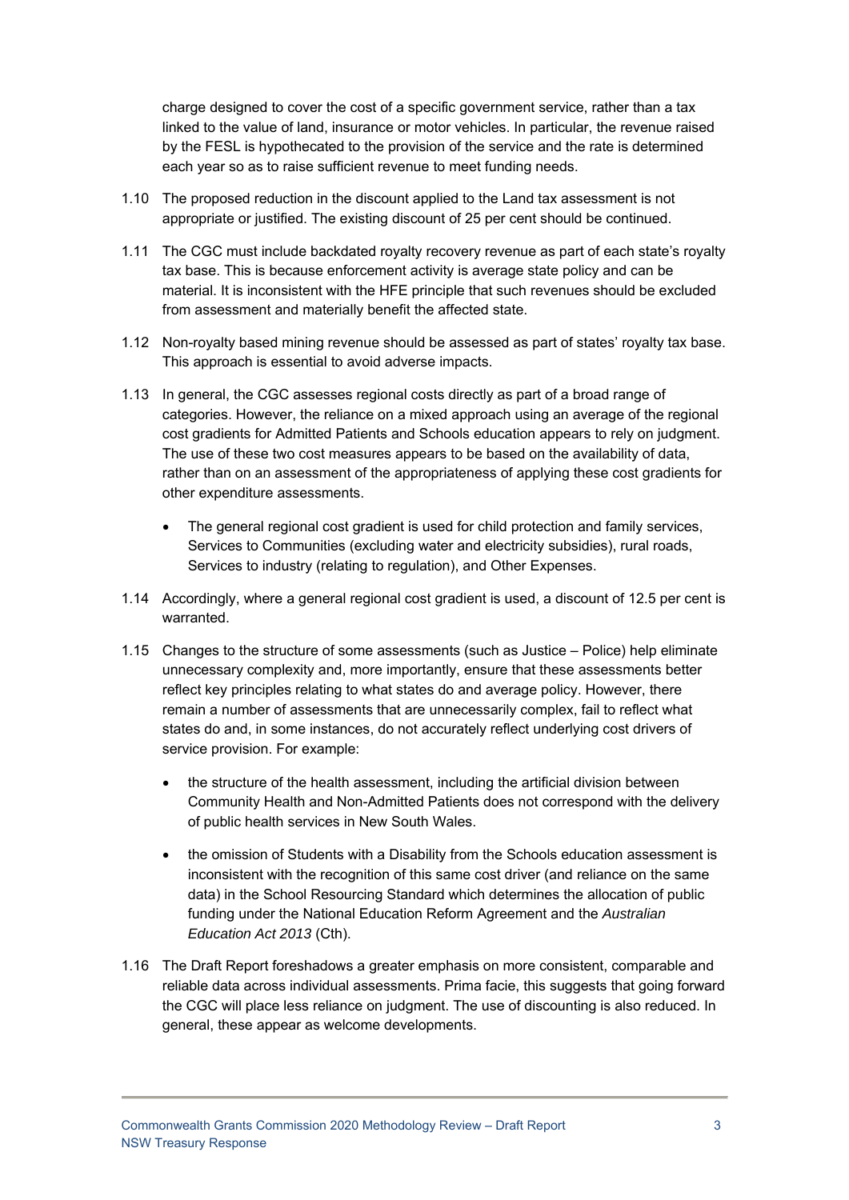charge designed to cover the cost of a specific government service, rather than a tax linked to the value of land, insurance or motor vehicles. In particular, the revenue raised by the FESL is hypothecated to the provision of the service and the rate is determined each year so as to raise sufficient revenue to meet funding needs.

1.10 The proposed reduction in the discount applied to the Land tax assessment is not appropriate or justified. The existing discount of 25 per cent should be continued.

1.11 The CGC must include backdated royalty recovery revenue as part of each state's royalty tax base. This is because enforcement activity is average state policy and can be material. It is inconsistent with the HFE principle that such revenues should be excluded from assessment and materially benefit the affected state.

1.12 Non-royalty based mining revenue should be assessed as part of states' royalty tax base. This approach is essential to avoid adverse impacts.

1.13 In general, the CGC assesses regional costs directly as part of a broad range of categories. However, the reliance on a mixed approach using an average of the regional cost gradients for Admitted Patients and Schools education appears to rely on judgment. The use of these two cost measures appears to be based on the availability of data, rather than on an assessment of the appropriateness of applying these cost gradients for other expenditure assessments.

- The general regional cost gradient is used for child protection and family services, Services to Communities (excluding water and electricity subsidies), rural roads, Services to industry (relating to regulation), and Other Expenses.

1.14 Accordingly, where a general regional cost gradient is used, a discount of 12.5 per cent is warranted.

1.15 Changes to the structure of some assessments (such as Justice – Police) help eliminate unnecessary complexity and, more importantly, ensure that these assessments better reflect key principles relating to what states do and average policy. However, there remain a number of assessments that are unnecessarily complex, fail to reflect what states do and, in some instances, do not accurately reflect underlying cost drivers of service provision. For example:

- the structure of the health assessment, including the artificial division between Community Health and Non-Admitted Patients does not correspond with the delivery of public health services in New South Wales.
- the omission of Students with a Disability from the Schools education assessment is inconsistent with the recognition of this same cost driver (and reliance on the same data) in the School Resourcing Standard which determines the allocation of public funding under the National Education Reform Agreement and the *Australian Education Act 2013* (Cth).

1.16 The Draft Report foreshadows a greater emphasis on more consistent, comparable and reliable data across individual assessments. Prima facie, this suggests that going forward the CGC will place less reliance on judgment. The use of discounting is also reduced. In general, these appear as welcome developments.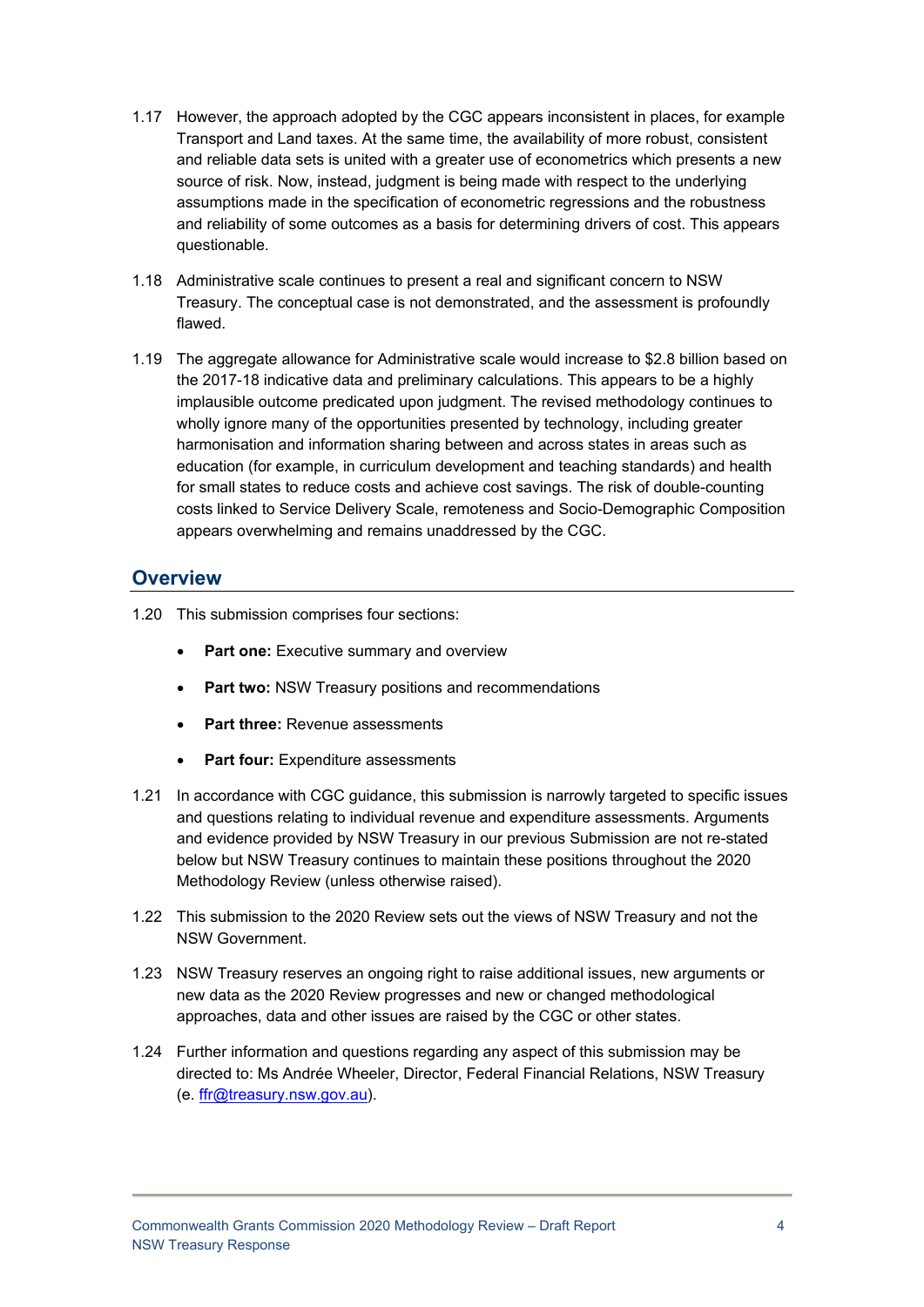1.17 However, the approach adopted by the CGC appears inconsistent in places, for example Transport and Land taxes. At the same time, the availability of more robust, consistent and reliable data sets is united with a greater use of econometrics which presents a new source of risk. Now, instead, judgment is being made with respect to the underlying assumptions made in the specification of econometric regressions and the robustness and reliability of some outcomes as a basis for determining drivers of cost. This appears questionable.

1.18 Administrative scale continues to present a real and significant concern to NSW Treasury. The conceptual case is not demonstrated, and the assessment is profoundly flawed.

1.19 The aggregate allowance for Administrative scale would increase to $2.8 billion based on the 2017-18 indicative data and preliminary calculations. This appears to be a highly implausible outcome predicated upon judgment. The revised methodology continues to wholly ignore many of the opportunities presented by technology, including greater harmonisation and information sharing between and across states in areas such as education (for example, in curriculum development and teaching standards) and health for small states to reduce costs and achieve cost savings. The risk of double-counting costs linked to Service Delivery Scale, remoteness and Socio-Demographic Composition appears overwhelming and remains unaddressed by the CGC.

## Overview

1.20 This submission comprises four sections:

- **Part one:** Executive summary and overview
- **Part two:** NSW Treasury positions and recommendations
- **Part three:** Revenue assessments
- **Part four:** Expenditure assessments

1.21 In accordance with CGC guidance, this submission is narrowly targeted to specific issues and questions relating to individual revenue and expenditure assessments. Arguments and evidence provided by NSW Treasury in our previous Submission are not re-stated below but NSW Treasury continues to maintain these positions throughout the 2020 Methodology Review (unless otherwise raised).

1.22 This submission to the 2020 Review sets out the views of NSW Treasury and not the NSW Government.

1.23 NSW Treasury reserves an ongoing right to raise additional issues, new arguments or new data as the 2020 Review progresses and new or changed methodological approaches, data and other issues are raised by the CGC or other states.

1.24 Further information and questions regarding any aspect of this submission may be directed to: Ms Andrée Wheeler, Director, Federal Financial Relations, NSW Treasury (e. ffr@treasury.nsw.gov.au).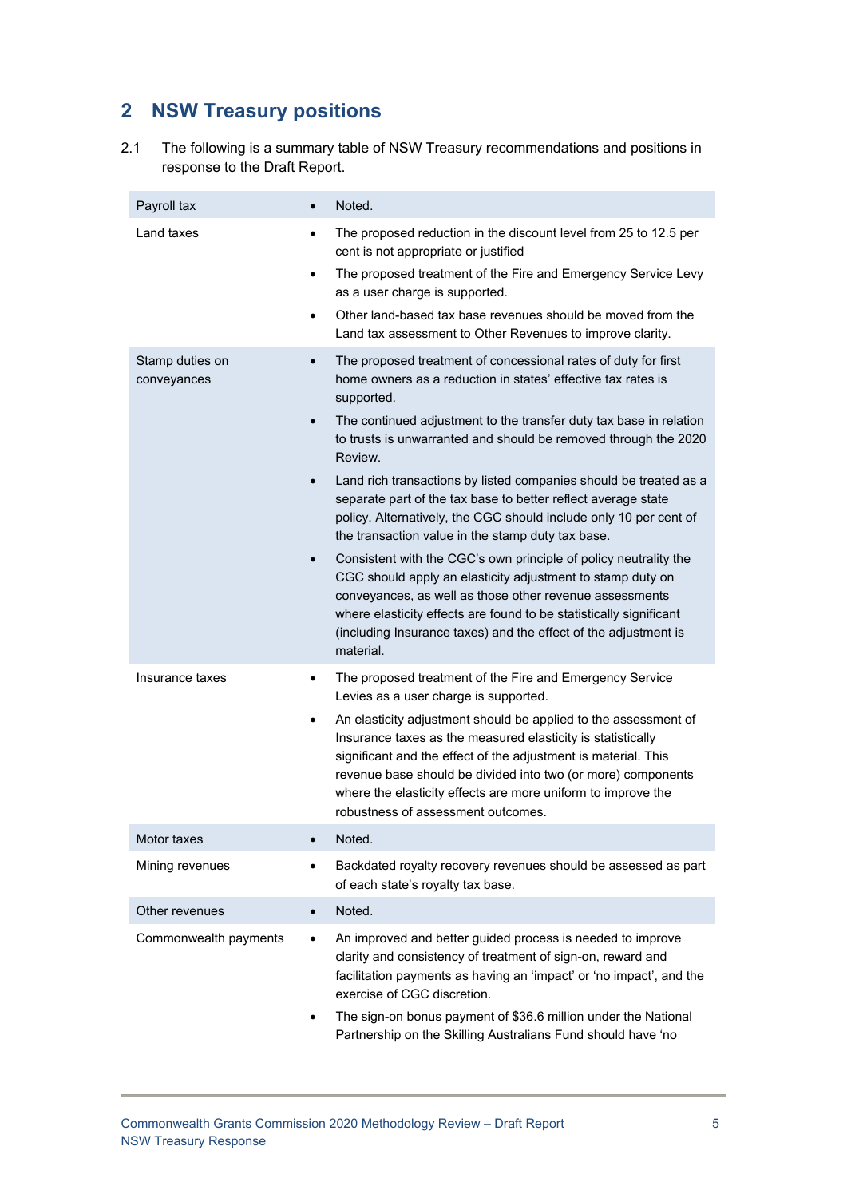## 2 NSW Treasury positions

2.1 The following is a summary table of NSW Treasury recommendations and positions in response to the Draft Report.

| | |
|---|---|
| Payroll tax | • Noted. |
| Land taxes | • The proposed reduction in the discount level from 25 to 12.5 per cent is not appropriate or justified<br>• The proposed treatment of the Fire and Emergency Service Levy as a user charge is supported.<br>• Other land-based tax base revenues should be moved from the Land tax assessment to Other Revenues to improve clarity. |
| Stamp duties on conveyances | • The proposed treatment of concessional rates of duty for first home owners as a reduction in states' effective tax rates is supported.<br>• The continued adjustment to the transfer duty tax base in relation to trusts is unwarranted and should be removed through the 2020 Review.<br>• Land rich transactions by listed companies should be treated as a separate part of the tax base to better reflect average state policy. Alternatively, the CGC should include only 10 per cent of the transaction value in the stamp duty tax base.<br>• Consistent with the CGC's own principle of policy neutrality the CGC should apply an elasticity adjustment to stamp duty on conveyances, as well as those other revenue assessments where elasticity effects are found to be statistically significant (including Insurance taxes) and the effect of the adjustment is material. |
| Insurance taxes | • The proposed treatment of the Fire and Emergency Service Levies as a user charge is supported.<br>• An elasticity adjustment should be applied to the assessment of Insurance taxes as the measured elasticity is statistically significant and the effect of the adjustment is material. This revenue base should be divided into two (or more) components where the elasticity effects are more uniform to improve the robustness of assessment outcomes. |
| Motor taxes | • Noted. |
| Mining revenues | • Backdated royalty recovery revenues should be assessed as part of each state's royalty tax base. |
| Other revenues | • Noted. |
| Commonwealth payments | • An improved and better guided process is needed to improve clarity and consistency of treatment of sign-on, reward and facilitation payments as having an 'impact' or 'no impact', and the exercise of CGC discretion.<br>• The sign-on bonus payment of $36.6 million under the National Partnership on the Skilling Australians Fund should have 'no |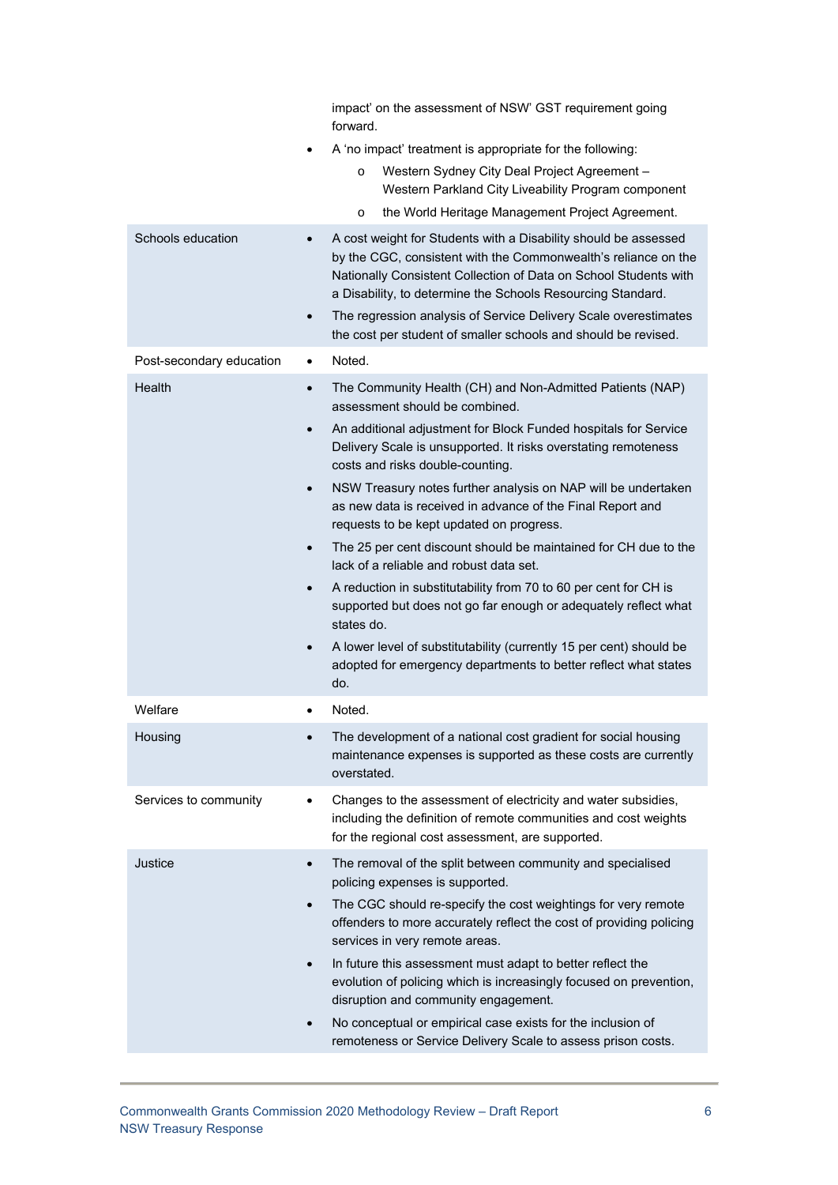| | |
|---|---|
| | impact' on the assessment of NSW' GST requirement going forward.<br>• A 'no impact' treatment is appropriate for the following:<br>  o Western Sydney City Deal Project Agreement – Western Parkland City Liveability Program component<br>  o the World Heritage Management Project Agreement. |
| Schools education | • A cost weight for Students with a Disability should be assessed by the CGC, consistent with the Commonwealth's reliance on the Nationally Consistent Collection of Data on School Students with a Disability, to determine the Schools Resourcing Standard.<br>• The regression analysis of Service Delivery Scale overestimates the cost per student of smaller schools and should be revised. |
| Post-secondary education | • Noted. |
| Health | • The Community Health (CH) and Non-Admitted Patients (NAP) assessment should be combined.<br>• An additional adjustment for Block Funded hospitals for Service Delivery Scale is unsupported. It risks overstating remoteness costs and risks double-counting.<br>• NSW Treasury notes further analysis on NAP will be undertaken as new data is received in advance of the Final Report and requests to be kept updated on progress.<br>• The 25 per cent discount should be maintained for CH due to the lack of a reliable and robust data set.<br>• A reduction in substitutability from 70 to 60 per cent for CH is supported but does not go far enough or adequately reflect what states do.<br>• A lower level of substitutability (currently 15 per cent) should be adopted for emergency departments to better reflect what states do. |
| Welfare | • Noted. |
| Housing | • The development of a national cost gradient for social housing maintenance expenses is supported as these costs are currently overstated. |
| Services to community | • Changes to the assessment of electricity and water subsidies, including the definition of remote communities and cost weights for the regional cost assessment, are supported. |
| Justice | • The removal of the split between community and specialised policing expenses is supported.<br>• The CGC should re-specify the cost weightings for very remote offenders to more accurately reflect the cost of providing policing services in very remote areas.<br>• In future this assessment must adapt to better reflect the evolution of policing which is increasingly focused on prevention, disruption and community engagement.<br>• No conceptual or empirical case exists for the inclusion of remoteness or Service Delivery Scale to assess prison costs. |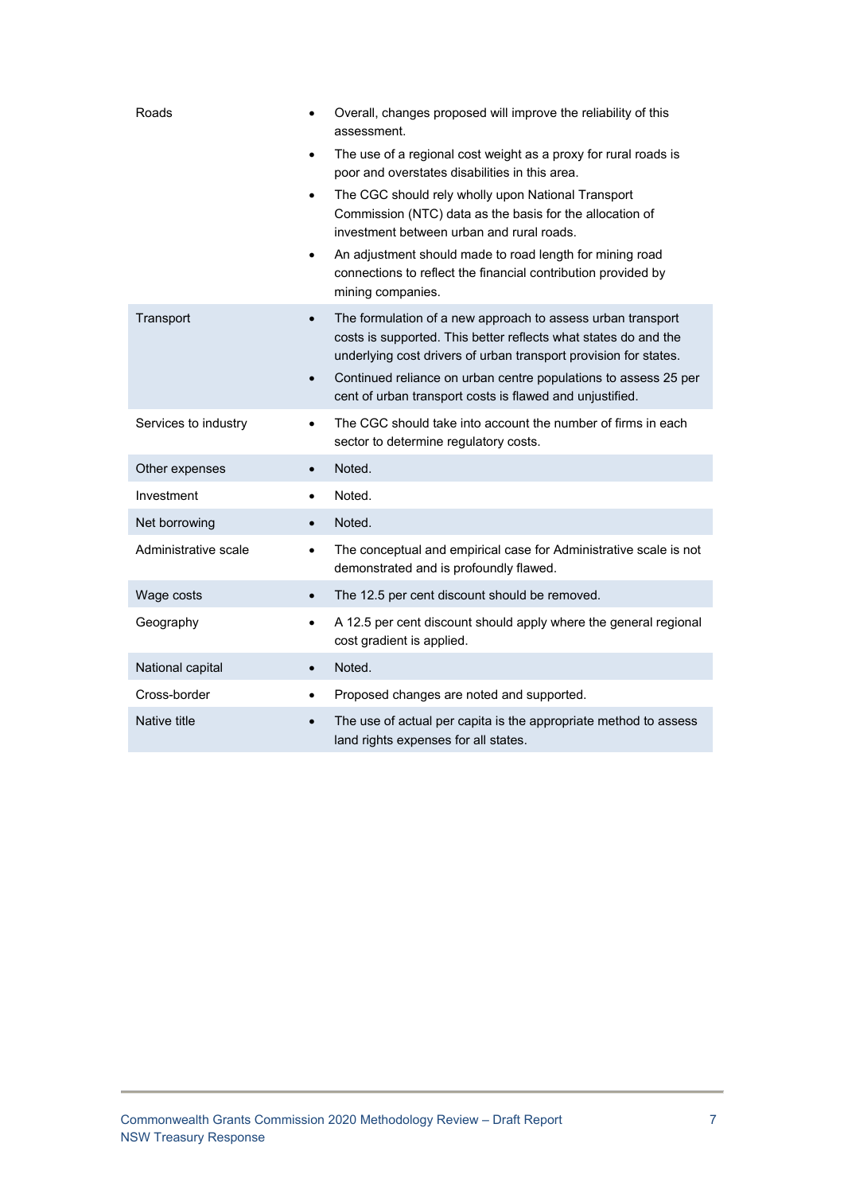| | |
|---|---|
| Roads | • Overall, changes proposed will improve the reliability of this assessment.<br>• The use of a regional cost weight as a proxy for rural roads is poor and overstates disabilities in this area.<br>• The CGC should rely wholly upon National Transport Commission (NTC) data as the basis for the allocation of investment between urban and rural roads.<br>• An adjustment should made to road length for mining road connections to reflect the financial contribution provided by mining companies. |
| Transport | • The formulation of a new approach to assess urban transport costs is supported. This better reflects what states do and the underlying cost drivers of urban transport provision for states.<br>• Continued reliance on urban centre populations to assess 25 per cent of urban transport costs is flawed and unjustified. |
| Services to industry | • The CGC should take into account the number of firms in each sector to determine regulatory costs. |
| Other expenses | • Noted. |
| Investment | • Noted. |
| Net borrowing | • Noted. |
| Administrative scale | • The conceptual and empirical case for Administrative scale is not demonstrated and is profoundly flawed. |
| Wage costs | • The 12.5 per cent discount should be removed. |
| Geography | • A 12.5 per cent discount should apply where the general regional cost gradient is applied. |
| National capital | • Noted. |
| Cross-border | • Proposed changes are noted and supported. |
| Native title | • The use of actual per capita is the appropriate method to assess land rights expenses for all states. |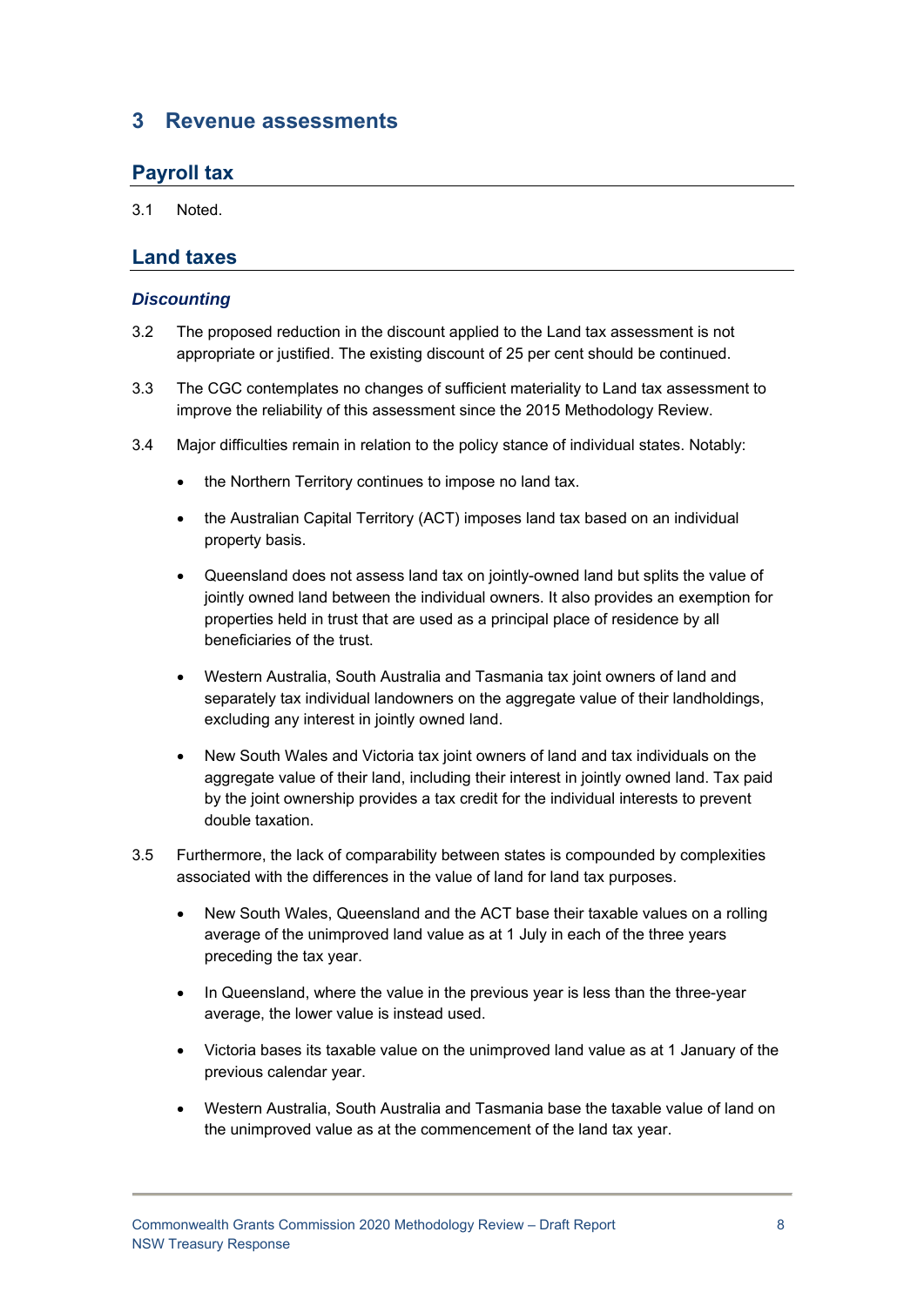# 3 Revenue assessments

## Payroll tax

3.1 Noted.

## Land taxes

### *Discounting*

3.2 The proposed reduction in the discount applied to the Land tax assessment is not appropriate or justified. The existing discount of 25 per cent should be continued.

3.3 The CGC contemplates no changes of sufficient materiality to Land tax assessment to improve the reliability of this assessment since the 2015 Methodology Review.

3.4 Major difficulties remain in relation to the policy stance of individual states. Notably:

- the Northern Territory continues to impose no land tax.
- the Australian Capital Territory (ACT) imposes land tax based on an individual property basis.
- Queensland does not assess land tax on jointly-owned land but splits the value of jointly owned land between the individual owners. It also provides an exemption for properties held in trust that are used as a principal place of residence by all beneficiaries of the trust.
- Western Australia, South Australia and Tasmania tax joint owners of land and separately tax individual landowners on the aggregate value of their landholdings, excluding any interest in jointly owned land.
- New South Wales and Victoria tax joint owners of land and tax individuals on the aggregate value of their land, including their interest in jointly owned land. Tax paid by the joint ownership provides a tax credit for the individual interests to prevent double taxation.

3.5 Furthermore, the lack of comparability between states is compounded by complexities associated with the differences in the value of land for land tax purposes.

- New South Wales, Queensland and the ACT base their taxable values on a rolling average of the unimproved land value as at 1 July in each of the three years preceding the tax year.
- In Queensland, where the value in the previous year is less than the three-year average, the lower value is instead used.
- Victoria bases its taxable value on the unimproved land value as at 1 January of the previous calendar year.
- Western Australia, South Australia and Tasmania base the taxable value of land on the unimproved value as at the commencement of the land tax year.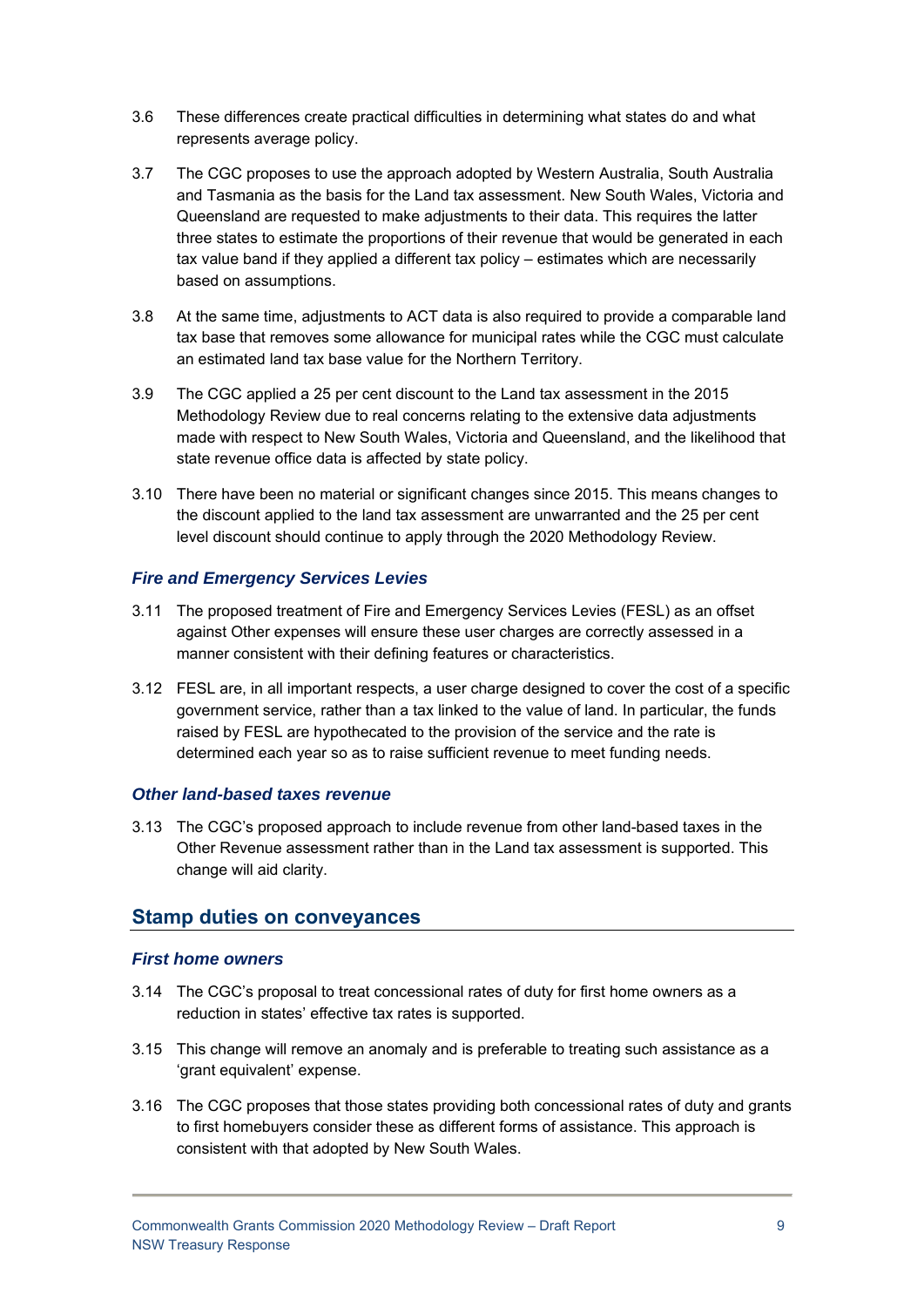3.6 These differences create practical difficulties in determining what states do and what represents average policy.

3.7 The CGC proposes to use the approach adopted by Western Australia, South Australia and Tasmania as the basis for the Land tax assessment. New South Wales, Victoria and Queensland are requested to make adjustments to their data. This requires the latter three states to estimate the proportions of their revenue that would be generated in each tax value band if they applied a different tax policy – estimates which are necessarily based on assumptions.

3.8 At the same time, adjustments to ACT data is also required to provide a comparable land tax base that removes some allowance for municipal rates while the CGC must calculate an estimated land tax base value for the Northern Territory.

3.9 The CGC applied a 25 per cent discount to the Land tax assessment in the 2015 Methodology Review due to real concerns relating to the extensive data adjustments made with respect to New South Wales, Victoria and Queensland, and the likelihood that state revenue office data is affected by state policy.

3.10 There have been no material or significant changes since 2015. This means changes to the discount applied to the land tax assessment are unwarranted and the 25 per cent level discount should continue to apply through the 2020 Methodology Review.

### *Fire and Emergency Services Levies*

3.11 The proposed treatment of Fire and Emergency Services Levies (FESL) as an offset against Other expenses will ensure these user charges are correctly assessed in a manner consistent with their defining features or characteristics.

3.12 FESL are, in all important respects, a user charge designed to cover the cost of a specific government service, rather than a tax linked to the value of land. In particular, the funds raised by FESL are hypothecated to the provision of the service and the rate is determined each year so as to raise sufficient revenue to meet funding needs.

### *Other land-based taxes revenue*

3.13 The CGC's proposed approach to include revenue from other land-based taxes in the Other Revenue assessment rather than in the Land tax assessment is supported. This change will aid clarity.

## Stamp duties on conveyances

### *First home owners*

3.14 The CGC's proposal to treat concessional rates of duty for first home owners as a reduction in states' effective tax rates is supported.

3.15 This change will remove an anomaly and is preferable to treating such assistance as a 'grant equivalent' expense.

3.16 The CGC proposes that those states providing both concessional rates of duty and grants to first homebuyers consider these as different forms of assistance. This approach is consistent with that adopted by New South Wales.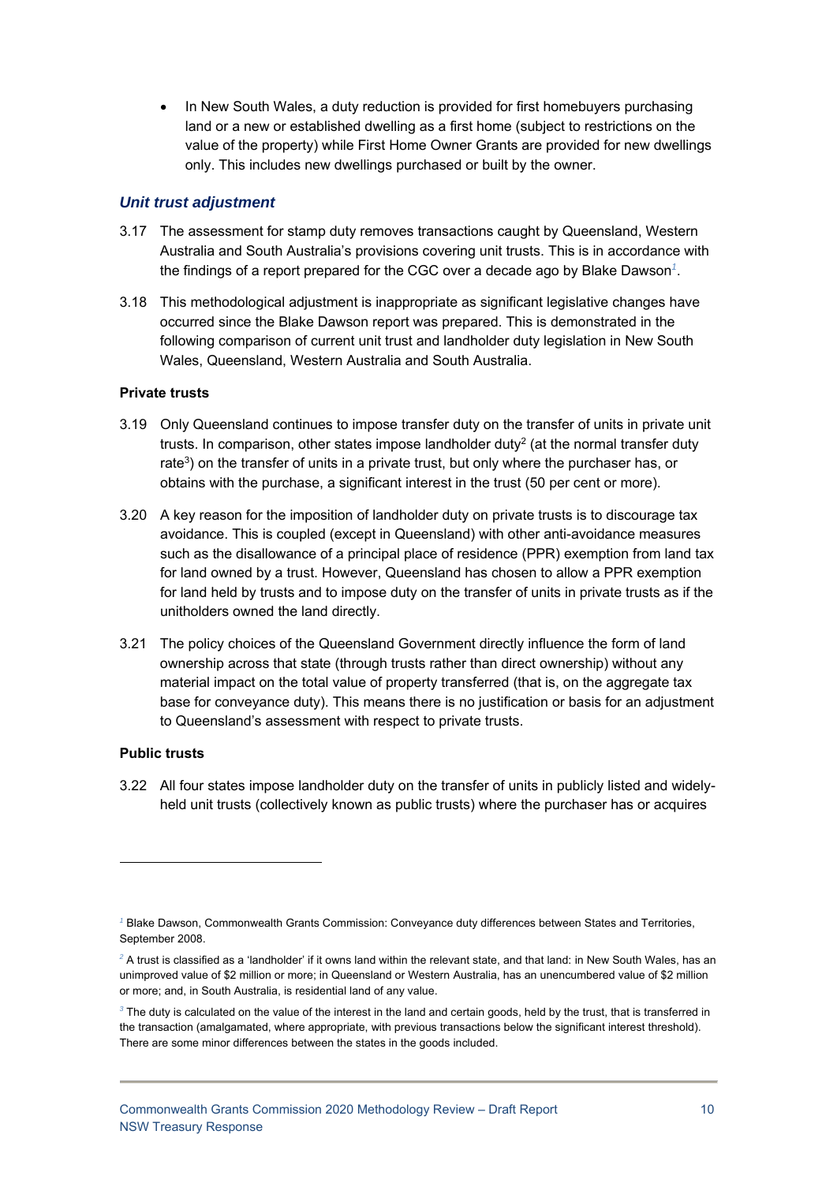- In New South Wales, a duty reduction is provided for first homebuyers purchasing land or a new or established dwelling as a first home (subject to restrictions on the value of the property) while First Home Owner Grants are provided for new dwellings only. This includes new dwellings purchased or built by the owner.

### *Unit trust adjustment*

3.17 The assessment for stamp duty removes transactions caught by Queensland, Western Australia and South Australia's provisions covering unit trusts. This is in accordance with the findings of a report prepared for the CGC over a decade ago by Blake Dawson[1].

3.18 This methodological adjustment is inappropriate as significant legislative changes have occurred since the Blake Dawson report was prepared. This is demonstrated in the following comparison of current unit trust and landholder duty legislation in New South Wales, Queensland, Western Australia and South Australia.

#### Private trusts

3.19 Only Queensland continues to impose transfer duty on the transfer of units in private unit trusts. In comparison, other states impose landholder duty[2] (at the normal transfer duty rate[3]) on the transfer of units in a private trust, but only where the purchaser has, or obtains with the purchase, a significant interest in the trust (50 per cent or more).

3.20 A key reason for the imposition of landholder duty on private trusts is to discourage tax avoidance. This is coupled (except in Queensland) with other anti-avoidance measures such as the disallowance of a principal place of residence (PPR) exemption from land tax for land owned by a trust. However, Queensland has chosen to allow a PPR exemption for land held by trusts and to impose duty on the transfer of units in private trusts as if the unitholders owned the land directly.

3.21 The policy choices of the Queensland Government directly influence the form of land ownership across that state (through trusts rather than direct ownership) without any material impact on the total value of property transferred (that is, on the aggregate tax base for conveyance duty). This means there is no justification or basis for an adjustment to Queensland's assessment with respect to private trusts.

#### Public trusts

3.22 All four states impose landholder duty on the transfer of units in publicly listed and widely-held unit trusts (collectively known as public trusts) where the purchaser has or acquires

---

[1] Blake Dawson, Commonwealth Grants Commission: Conveyance duty differences between States and Territories, September 2008.

[2] A trust is classified as a 'landholder' if it owns land within the relevant state, and that land: in New South Wales, has an unimproved value of $2 million or more; in Queensland or Western Australia, has an unencumbered value of $2 million or more; and, in South Australia, is residential land of any value.

[3] The duty is calculated on the value of the interest in the land and certain goods, held by the trust, that is transferred in the transaction (amalgamated, where appropriate, with previous transactions below the significant interest threshold). There are some minor differences between the states in the goods included.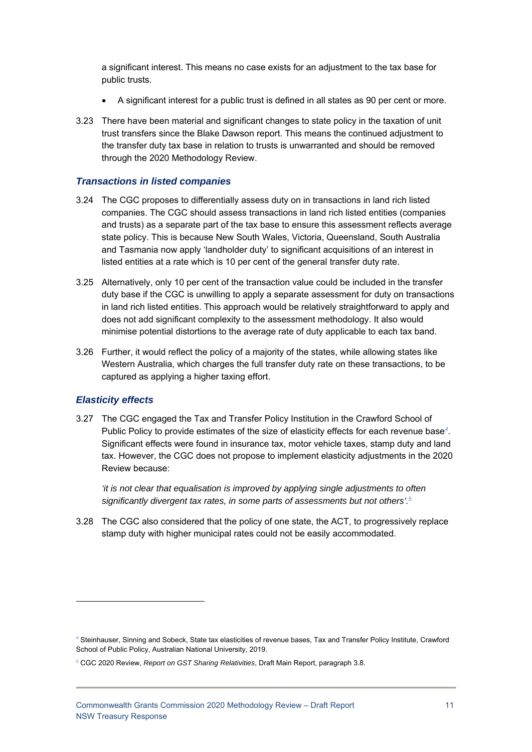a significant interest. This means no case exists for an adjustment to the tax base for public trusts.

- A significant interest for a public trust is defined in all states as 90 per cent or more.

3.23 There have been material and significant changes to state policy in the taxation of unit trust transfers since the Blake Dawson report. This means the continued adjustment to the transfer duty tax base in relation to trusts is unwarranted and should be removed through the 2020 Methodology Review.

### *Transactions in listed companies*

3.24 The CGC proposes to differentially assess duty on in transactions in land rich listed companies. The CGC should assess transactions in land rich listed entities (companies and trusts) as a separate part of the tax base to ensure this assessment reflects average state policy. This is because New South Wales, Victoria, Queensland, South Australia and Tasmania now apply 'landholder duty' to significant acquisitions of an interest in listed entities at a rate which is 10 per cent of the general transfer duty rate.

3.25 Alternatively, only 10 per cent of the transaction value could be included in the transfer duty base if the CGC is unwilling to apply a separate assessment for duty on transactions in land rich listed entities. This approach would be relatively straightforward to apply and does not add significant complexity to the assessment methodology. It also would minimise potential distortions to the average rate of duty applicable to each tax band.

3.26 Further, it would reflect the policy of a majority of the states, while allowing states like Western Australia, which charges the full transfer duty rate on these transactions, to be captured as applying a higher taxing effort.

### *Elasticity effects*

3.27 The CGC engaged the Tax and Transfer Policy Institution in the Crawford School of Public Policy to provide estimates of the size of elasticity effects for each revenue base[4]. Significant effects were found in insurance tax, motor vehicle taxes, stamp duty and land tax. However, the CGC does not propose to implement elasticity adjustments in the 2020 Review because:

*'it is not clear that equalisation is improved by applying single adjustments to often significantly divergent tax rates, in some parts of assessments but not others'.*[5]

3.28 The CGC also considered that the policy of one state, the ACT, to progressively replace stamp duty with higher municipal rates could not be easily accommodated.

---

[4] Steinhauser, Sinning and Sobeck, State tax elasticities of revenue bases, Tax and Transfer Policy Institute, Crawford School of Public Policy, Australian National University, 2019.

[5] CGC 2020 Review, *Report on GST Sharing Relativities*, Draft Main Report, paragraph 3.8.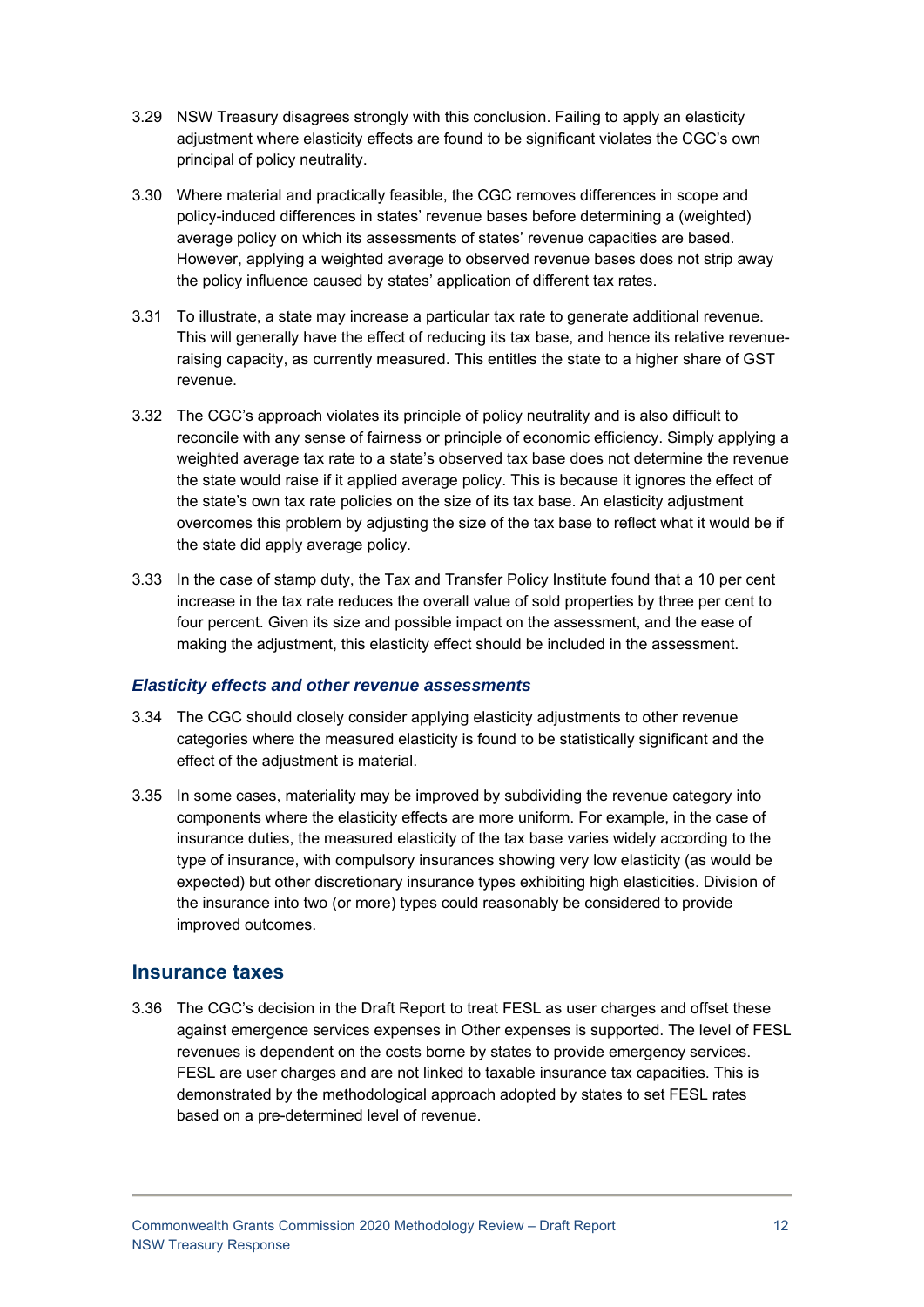3.29 NSW Treasury disagrees strongly with this conclusion. Failing to apply an elasticity adjustment where elasticity effects are found to be significant violates the CGC's own principal of policy neutrality.

3.30 Where material and practically feasible, the CGC removes differences in scope and policy-induced differences in states' revenue bases before determining a (weighted) average policy on which its assessments of states' revenue capacities are based. However, applying a weighted average to observed revenue bases does not strip away the policy influence caused by states' application of different tax rates.

3.31 To illustrate, a state may increase a particular tax rate to generate additional revenue. This will generally have the effect of reducing its tax base, and hence its relative revenue-raising capacity, as currently measured. This entitles the state to a higher share of GST revenue.

3.32 The CGC's approach violates its principle of policy neutrality and is also difficult to reconcile with any sense of fairness or principle of economic efficiency. Simply applying a weighted average tax rate to a state's observed tax base does not determine the revenue the state would raise if it applied average policy. This is because it ignores the effect of the state's own tax rate policies on the size of its tax base. An elasticity adjustment overcomes this problem by adjusting the size of the tax base to reflect what it would be if the state did apply average policy.

3.33 In the case of stamp duty, the Tax and Transfer Policy Institute found that a 10 per cent increase in the tax rate reduces the overall value of sold properties by three per cent to four percent. Given its size and possible impact on the assessment, and the ease of making the adjustment, this elasticity effect should be included in the assessment.

### *Elasticity effects and other revenue assessments*

3.34 The CGC should closely consider applying elasticity adjustments to other revenue categories where the measured elasticity is found to be statistically significant and the effect of the adjustment is material.

3.35 In some cases, materiality may be improved by subdividing the revenue category into components where the elasticity effects are more uniform. For example, in the case of insurance duties, the measured elasticity of the tax base varies widely according to the type of insurance, with compulsory insurances showing very low elasticity (as would be expected) but other discretionary insurance types exhibiting high elasticities. Division of the insurance into two (or more) types could reasonably be considered to provide improved outcomes.

## Insurance taxes

3.36 The CGC's decision in the Draft Report to treat FESL as user charges and offset these against emergence services expenses in Other expenses is supported. The level of FESL revenues is dependent on the costs borne by states to provide emergency services. FESL are user charges and are not linked to taxable insurance tax capacities. This is demonstrated by the methodological approach adopted by states to set FESL rates based on a pre-determined level of revenue.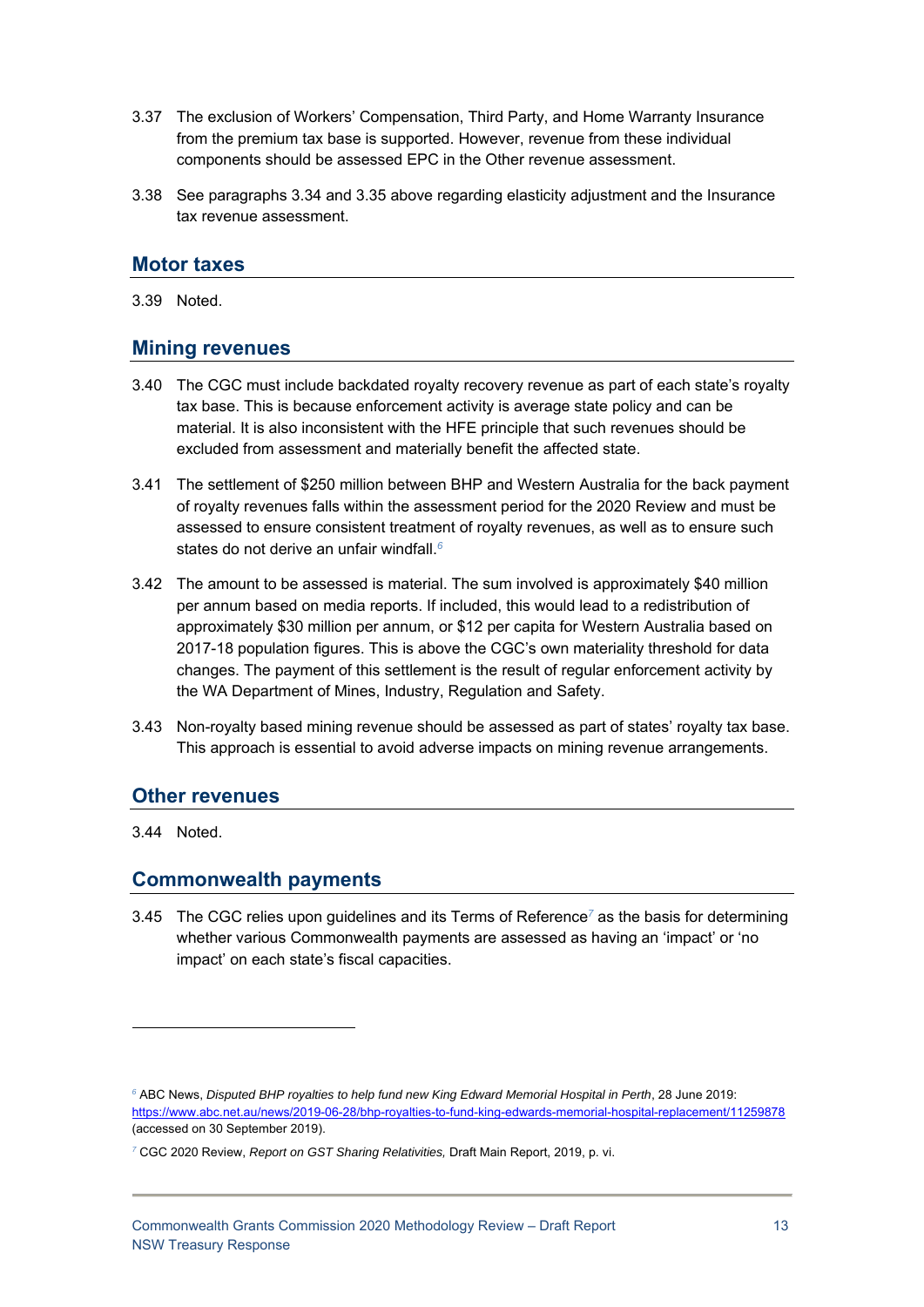3.37 The exclusion of Workers' Compensation, Third Party, and Home Warranty Insurance from the premium tax base is supported. However, revenue from these individual components should be assessed EPC in the Other revenue assessment.

3.38 See paragraphs 3.34 and 3.35 above regarding elasticity adjustment and the Insurance tax revenue assessment.

## Motor taxes

3.39 Noted.

## Mining revenues

3.40 The CGC must include backdated royalty recovery revenue as part of each state's royalty tax base. This is because enforcement activity is average state policy and can be material. It is also inconsistent with the HFE principle that such revenues should be excluded from assessment and materially benefit the affected state.

3.41 The settlement of $250 million between BHP and Western Australia for the back payment of royalty revenues falls within the assessment period for the 2020 Review and must be assessed to ensure consistent treatment of royalty revenues, as well as to ensure such states do not derive an unfair windfall.[6]

3.42 The amount to be assessed is material. The sum involved is approximately $40 million per annum based on media reports. If included, this would lead to a redistribution of approximately $30 million per annum, or $12 per capita for Western Australia based on 2017-18 population figures. This is above the CGC's own materiality threshold for data changes. The payment of this settlement is the result of regular enforcement activity by the WA Department of Mines, Industry, Regulation and Safety.

3.43 Non-royalty based mining revenue should be assessed as part of states' royalty tax base. This approach is essential to avoid adverse impacts on mining revenue arrangements.

## Other revenues

3.44 Noted.

## Commonwealth payments

3.45 The CGC relies upon guidelines and its Terms of Reference[7] as the basis for determining whether various Commonwealth payments are assessed as having an 'impact' or 'no impact' on each state's fiscal capacities.

---

[6] ABC News, *Disputed BHP royalties to help fund new King Edward Memorial Hospital in Perth*, 28 June 2019: https://www.abc.net.au/news/2019-06-28/bhp-royalties-to-fund-king-edwards-memorial-hospital-replacement/11259878 (accessed on 30 September 2019).

[7] CGC 2020 Review, *Report on GST Sharing Relativities,* Draft Main Report, 2019, p. vi.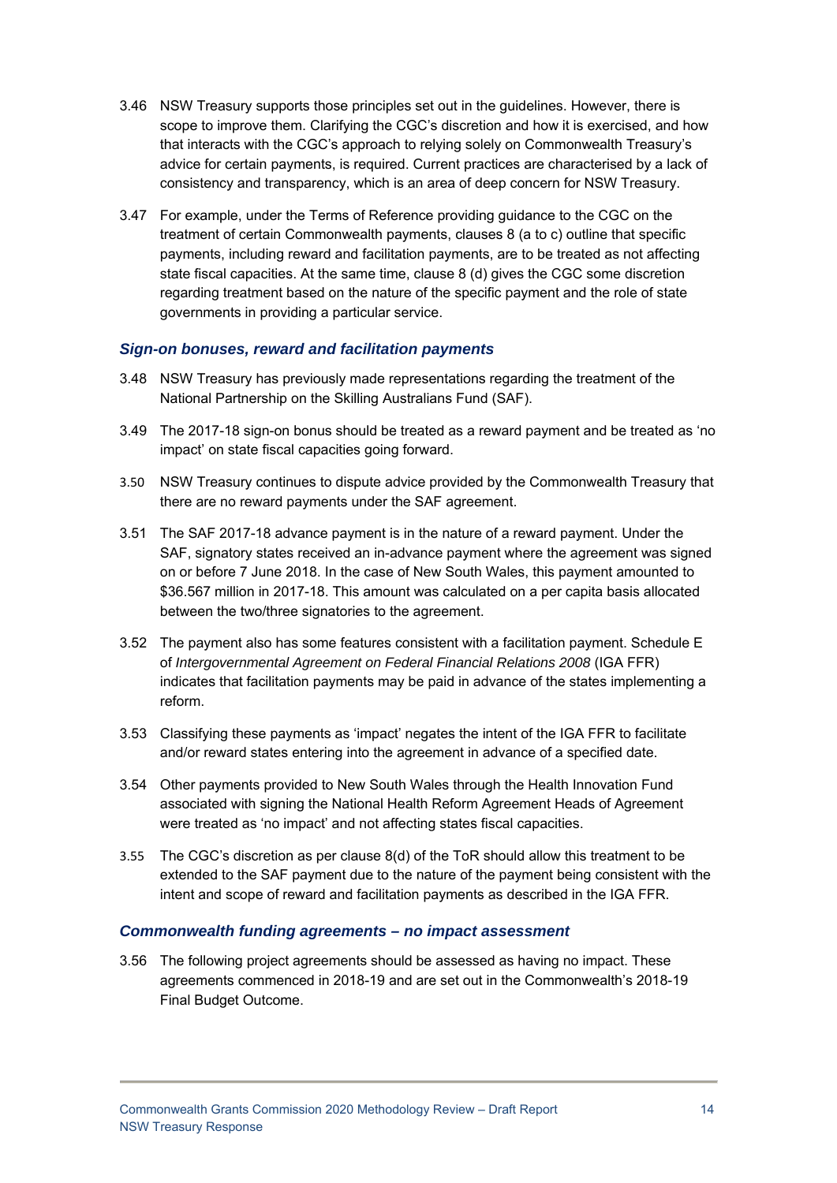3.46 NSW Treasury supports those principles set out in the guidelines. However, there is scope to improve them. Clarifying the CGC's discretion and how it is exercised, and how that interacts with the CGC's approach to relying solely on Commonwealth Treasury's advice for certain payments, is required. Current practices are characterised by a lack of consistency and transparency, which is an area of deep concern for NSW Treasury.

3.47 For example, under the Terms of Reference providing guidance to the CGC on the treatment of certain Commonwealth payments, clauses 8 (a to c) outline that specific payments, including reward and facilitation payments, are to be treated as not affecting state fiscal capacities. At the same time, clause 8 (d) gives the CGC some discretion regarding treatment based on the nature of the specific payment and the role of state governments in providing a particular service.

### *Sign-on bonuses, reward and facilitation payments*

3.48 NSW Treasury has previously made representations regarding the treatment of the National Partnership on the Skilling Australians Fund (SAF).

3.49 The 2017-18 sign-on bonus should be treated as a reward payment and be treated as 'no impact' on state fiscal capacities going forward.

3.50 NSW Treasury continues to dispute advice provided by the Commonwealth Treasury that there are no reward payments under the SAF agreement.

3.51 The SAF 2017-18 advance payment is in the nature of a reward payment. Under the SAF, signatory states received an in-advance payment where the agreement was signed on or before 7 June 2018. In the case of New South Wales, this payment amounted to $36.567 million in 2017-18. This amount was calculated on a per capita basis allocated between the two/three signatories to the agreement.

3.52 The payment also has some features consistent with a facilitation payment. Schedule E of *Intergovernmental Agreement on Federal Financial Relations 2008* (IGA FFR) indicates that facilitation payments may be paid in advance of the states implementing a reform.

3.53 Classifying these payments as 'impact' negates the intent of the IGA FFR to facilitate and/or reward states entering into the agreement in advance of a specified date.

3.54 Other payments provided to New South Wales through the Health Innovation Fund associated with signing the National Health Reform Agreement Heads of Agreement were treated as 'no impact' and not affecting states fiscal capacities.

3.55 The CGC's discretion as per clause 8(d) of the ToR should allow this treatment to be extended to the SAF payment due to the nature of the payment being consistent with the intent and scope of reward and facilitation payments as described in the IGA FFR.

### *Commonwealth funding agreements – no impact assessment*

3.56 The following project agreements should be assessed as having no impact. These agreements commenced in 2018-19 and are set out in the Commonwealth's 2018-19 Final Budget Outcome.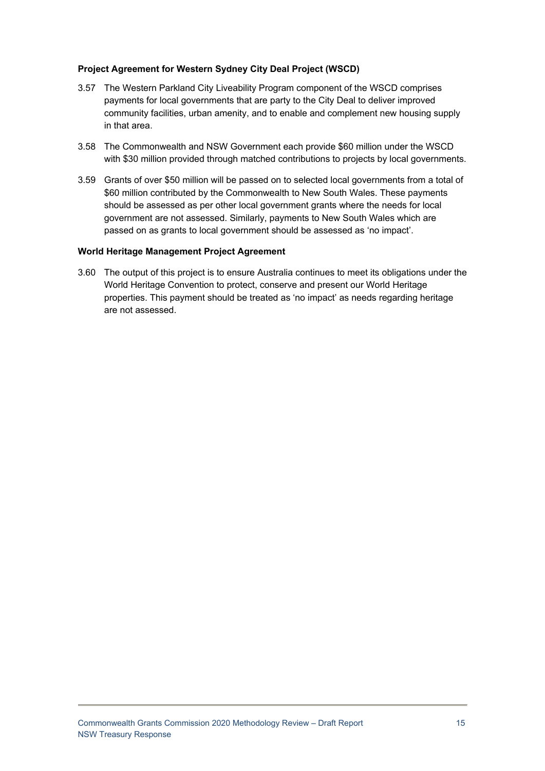### Project Agreement for Western Sydney City Deal Project (WSCD)

3.57 The Western Parkland City Liveability Program component of the WSCD comprises payments for local governments that are party to the City Deal to deliver improved community facilities, urban amenity, and to enable and complement new housing supply in that area.

3.58 The Commonwealth and NSW Government each provide $60 million under the WSCD with $30 million provided through matched contributions to projects by local governments.

3.59 Grants of over $50 million will be passed on to selected local governments from a total of $60 million contributed by the Commonwealth to New South Wales. These payments should be assessed as per other local government grants where the needs for local government are not assessed. Similarly, payments to New South Wales which are passed on as grants to local government should be assessed as 'no impact'.

### World Heritage Management Project Agreement

3.60 The output of this project is to ensure Australia continues to meet its obligations under the World Heritage Convention to protect, conserve and present our World Heritage properties. This payment should be treated as 'no impact' as needs regarding heritage are not assessed.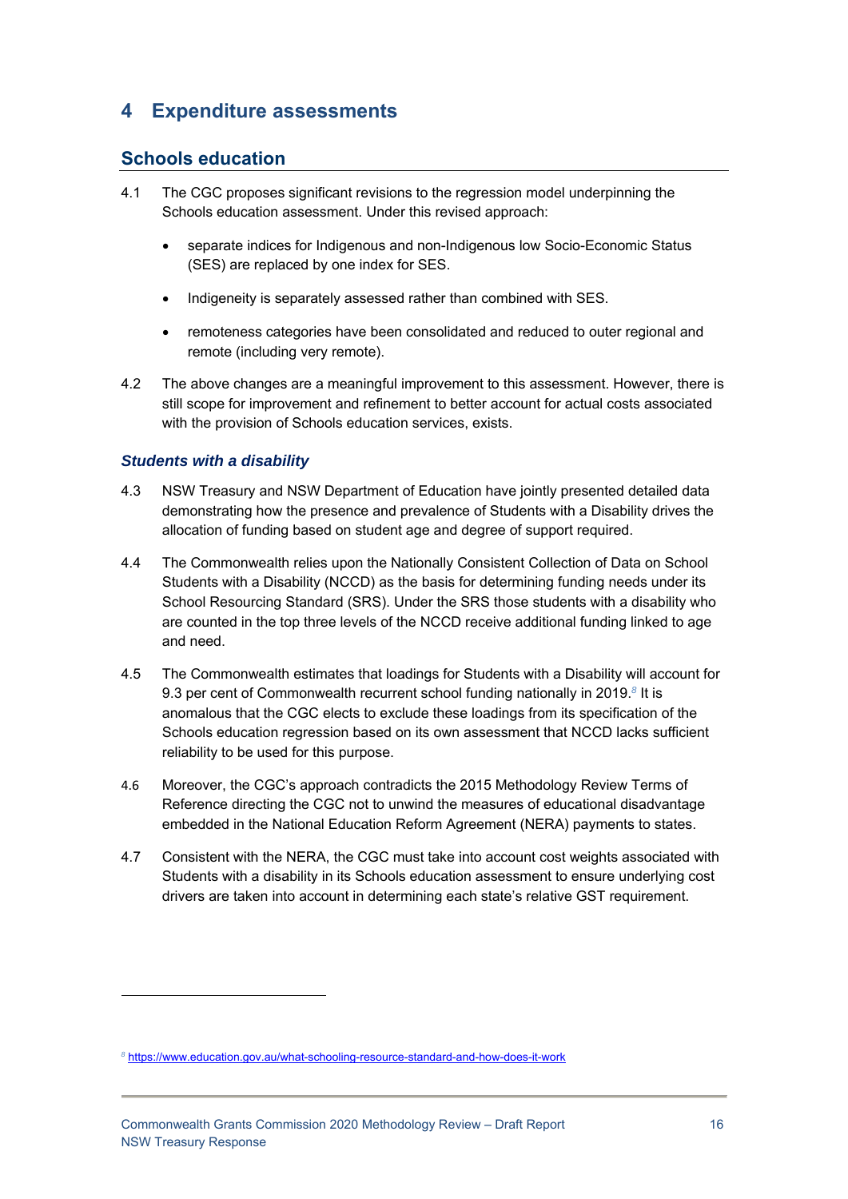# 4 Expenditure assessments

## Schools education

4.1 The CGC proposes significant revisions to the regression model underpinning the Schools education assessment. Under this revised approach:

- separate indices for Indigenous and non-Indigenous low Socio-Economic Status (SES) are replaced by one index for SES.
- Indigeneity is separately assessed rather than combined with SES.
- remoteness categories have been consolidated and reduced to outer regional and remote (including very remote).

4.2 The above changes are a meaningful improvement to this assessment. However, there is still scope for improvement and refinement to better account for actual costs associated with the provision of Schools education services, exists.

### *Students with a disability*

4.3 NSW Treasury and NSW Department of Education have jointly presented detailed data demonstrating how the presence and prevalence of Students with a Disability drives the allocation of funding based on student age and degree of support required.

4.4 The Commonwealth relies upon the Nationally Consistent Collection of Data on School Students with a Disability (NCCD) as the basis for determining funding needs under its School Resourcing Standard (SRS). Under the SRS those students with a disability who are counted in the top three levels of the NCCD receive additional funding linked to age and need.

4.5 The Commonwealth estimates that loadings for Students with a Disability will account for 9.3 per cent of Commonwealth recurrent school funding nationally in 2019.[8] It is anomalous that the CGC elects to exclude these loadings from its specification of the Schools education regression based on its own assessment that NCCD lacks sufficient reliability to be used for this purpose.

4.6 Moreover, the CGC's approach contradicts the 2015 Methodology Review Terms of Reference directing the CGC not to unwind the measures of educational disadvantage embedded in the National Education Reform Agreement (NERA) payments to states.

4.7 Consistent with the NERA, the CGC must take into account cost weights associated with Students with a disability in its Schools education assessment to ensure underlying cost drivers are taken into account in determining each state's relative GST requirement.

---

[8] https://www.education.gov.au/what-schooling-resource-standard-and-how-does-it-work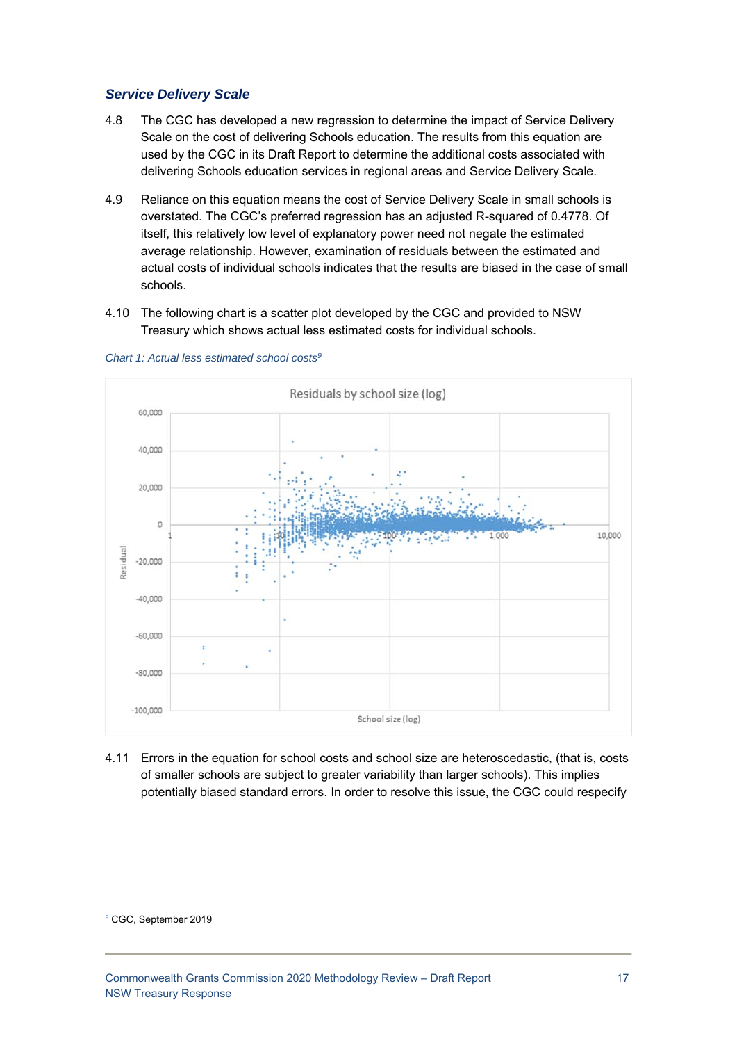### Service Delivery Scale

4.8 The CGC has developed a new regression to determine the impact of Service Delivery Scale on the cost of delivering Schools education. The results from this equation are used by the CGC in its Draft Report to determine the additional costs associated with delivering Schools education services in regional areas and Service Delivery Scale.

4.9 Reliance on this equation means the cost of Service Delivery Scale in small schools is overstated. The CGC's preferred regression has an adjusted R-squared of 0.4778. Of itself, this relatively low level of explanatory power need not negate the estimated average relationship. However, examination of residuals between the estimated and actual costs of individual schools indicates that the results are biased in the case of small schools.

4.10 The following chart is a scatter plot developed by the CGC and provided to NSW Treasury which shows actual less estimated costs for individual schools.

*Chart 1: Actual less estimated school costs*[9]

4.11 Errors in the equation for school costs and school size are heteroscedastic, (that is, costs of smaller schools are subject to greater variability than larger schools). This implies potentially biased standard errors. In order to resolve this issue, the CGC could respecify

---

[9] CGC, September 2019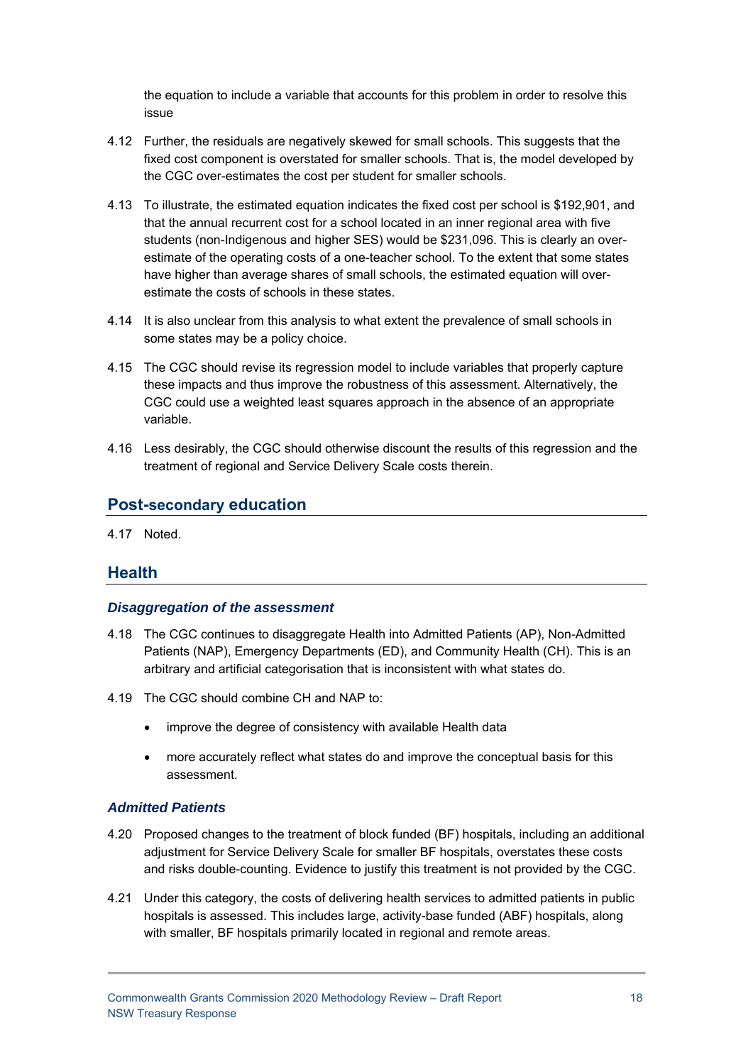the equation to include a variable that accounts for this problem in order to resolve this issue

4.12 Further, the residuals are negatively skewed for small schools. This suggests that the fixed cost component is overstated for smaller schools. That is, the model developed by the CGC over-estimates the cost per student for smaller schools.

4.13 To illustrate, the estimated equation indicates the fixed cost per school is $192,901, and that the annual recurrent cost for a school located in an inner regional area with five students (non-Indigenous and higher SES) would be $231,096. This is clearly an over-estimate of the operating costs of a one-teacher school. To the extent that some states have higher than average shares of small schools, the estimated equation will over-estimate the costs of schools in these states.

4.14 It is also unclear from this analysis to what extent the prevalence of small schools in some states may be a policy choice.

4.15 The CGC should revise its regression model to include variables that properly capture these impacts and thus improve the robustness of this assessment. Alternatively, the CGC could use a weighted least squares approach in the absence of an appropriate variable.

4.16 Less desirably, the CGC should otherwise discount the results of this regression and the treatment of regional and Service Delivery Scale costs therein.

## Post-secondary education

4.17 Noted.

## Health

### *Disaggregation of the assessment*

4.18 The CGC continues to disaggregate Health into Admitted Patients (AP), Non-Admitted Patients (NAP), Emergency Departments (ED), and Community Health (CH). This is an arbitrary and artificial categorisation that is inconsistent with what states do.

4.19 The CGC should combine CH and NAP to:

- improve the degree of consistency with available Health data
- more accurately reflect what states do and improve the conceptual basis for this assessment.

### *Admitted Patients*

4.20 Proposed changes to the treatment of block funded (BF) hospitals, including an additional adjustment for Service Delivery Scale for smaller BF hospitals, overstates these costs and risks double-counting. Evidence to justify this treatment is not provided by the CGC.

4.21 Under this category, the costs of delivering health services to admitted patients in public hospitals is assessed. This includes large, activity-base funded (ABF) hospitals, along with smaller, BF hospitals primarily located in regional and remote areas.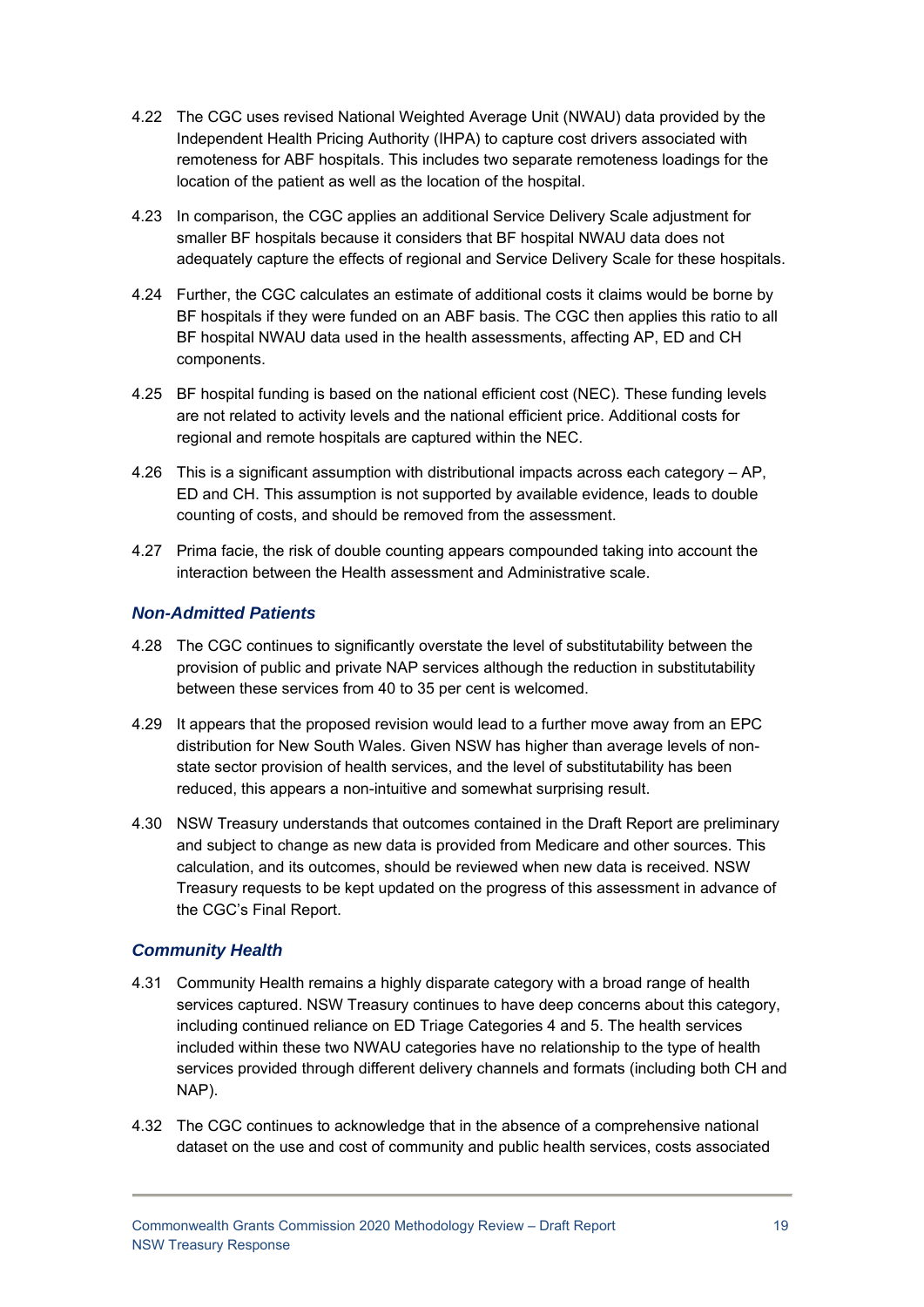4.22 The CGC uses revised National Weighted Average Unit (NWAU) data provided by the Independent Health Pricing Authority (IHPA) to capture cost drivers associated with remoteness for ABF hospitals. This includes two separate remoteness loadings for the location of the patient as well as the location of the hospital.

4.23 In comparison, the CGC applies an additional Service Delivery Scale adjustment for smaller BF hospitals because it considers that BF hospital NWAU data does not adequately capture the effects of regional and Service Delivery Scale for these hospitals.

4.24 Further, the CGC calculates an estimate of additional costs it claims would be borne by BF hospitals if they were funded on an ABF basis. The CGC then applies this ratio to all BF hospital NWAU data used in the health assessments, affecting AP, ED and CH components.

4.25 BF hospital funding is based on the national efficient cost (NEC). These funding levels are not related to activity levels and the national efficient price. Additional costs for regional and remote hospitals are captured within the NEC.

4.26 This is a significant assumption with distributional impacts across each category – AP, ED and CH. This assumption is not supported by available evidence, leads to double counting of costs, and should be removed from the assessment.

4.27 Prima facie, the risk of double counting appears compounded taking into account the interaction between the Health assessment and Administrative scale.

### *Non-Admitted Patients*

4.28 The CGC continues to significantly overstate the level of substitutability between the provision of public and private NAP services although the reduction in substitutability between these services from 40 to 35 per cent is welcomed.

4.29 It appears that the proposed revision would lead to a further move away from an EPC distribution for New South Wales. Given NSW has higher than average levels of non-state sector provision of health services, and the level of substitutability has been reduced, this appears a non-intuitive and somewhat surprising result.

4.30 NSW Treasury understands that outcomes contained in the Draft Report are preliminary and subject to change as new data is provided from Medicare and other sources. This calculation, and its outcomes, should be reviewed when new data is received. NSW Treasury requests to be kept updated on the progress of this assessment in advance of the CGC's Final Report.

### *Community Health*

4.31 Community Health remains a highly disparate category with a broad range of health services captured. NSW Treasury continues to have deep concerns about this category, including continued reliance on ED Triage Categories 4 and 5. The health services included within these two NWAU categories have no relationship to the type of health services provided through different delivery channels and formats (including both CH and NAP).

4.32 The CGC continues to acknowledge that in the absence of a comprehensive national dataset on the use and cost of community and public health services, costs associated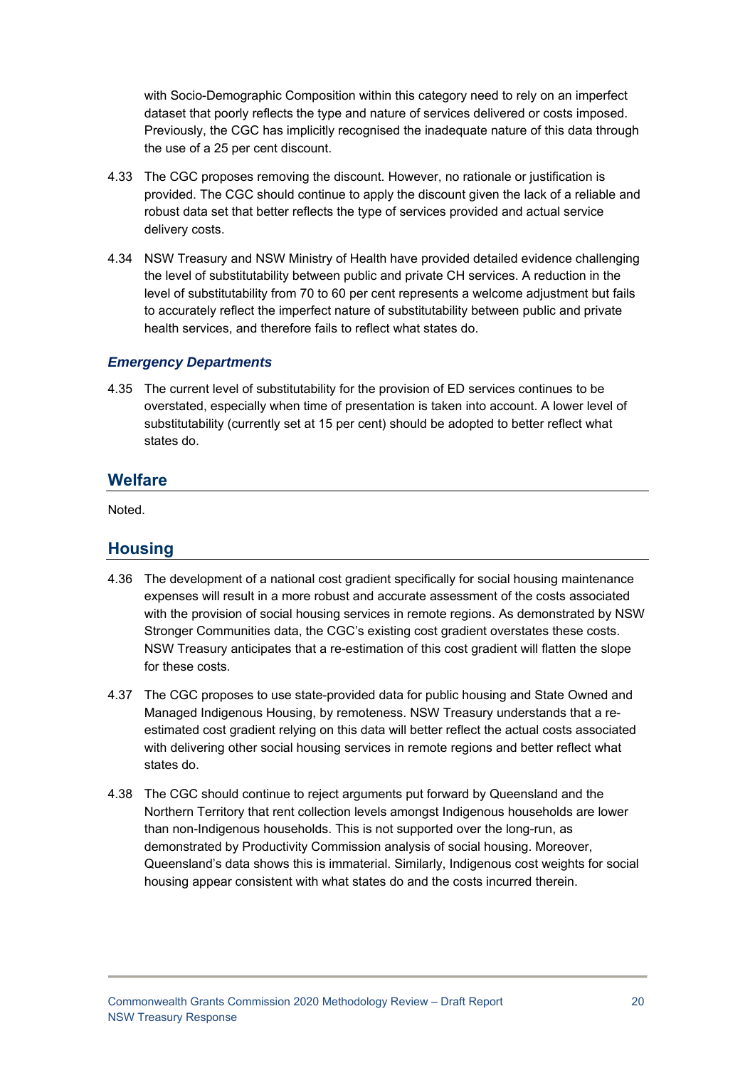with Socio-Demographic Composition within this category need to rely on an imperfect dataset that poorly reflects the type and nature of services delivered or costs imposed. Previously, the CGC has implicitly recognised the inadequate nature of this data through the use of a 25 per cent discount.

4.33 The CGC proposes removing the discount. However, no rationale or justification is provided. The CGC should continue to apply the discount given the lack of a reliable and robust data set that better reflects the type of services provided and actual service delivery costs.

4.34 NSW Treasury and NSW Ministry of Health have provided detailed evidence challenging the level of substitutability between public and private CH services. A reduction in the level of substitutability from 70 to 60 per cent represents a welcome adjustment but fails to accurately reflect the imperfect nature of substitutability between public and private health services, and therefore fails to reflect what states do.

### *Emergency Departments*

4.35 The current level of substitutability for the provision of ED services continues to be overstated, especially when time of presentation is taken into account. A lower level of substitutability (currently set at 15 per cent) should be adopted to better reflect what states do.

## Welfare

Noted.

## Housing

4.36 The development of a national cost gradient specifically for social housing maintenance expenses will result in a more robust and accurate assessment of the costs associated with the provision of social housing services in remote regions. As demonstrated by NSW Stronger Communities data, the CGC's existing cost gradient overstates these costs. NSW Treasury anticipates that a re-estimation of this cost gradient will flatten the slope for these costs.

4.37 The CGC proposes to use state-provided data for public housing and State Owned and Managed Indigenous Housing, by remoteness. NSW Treasury understands that a re-estimated cost gradient relying on this data will better reflect the actual costs associated with delivering other social housing services in remote regions and better reflect what states do.

4.38 The CGC should continue to reject arguments put forward by Queensland and the Northern Territory that rent collection levels amongst Indigenous households are lower than non-Indigenous households. This is not supported over the long-run, as demonstrated by Productivity Commission analysis of social housing. Moreover, Queensland's data shows this is immaterial. Similarly, Indigenous cost weights for social housing appear consistent with what states do and the costs incurred therein.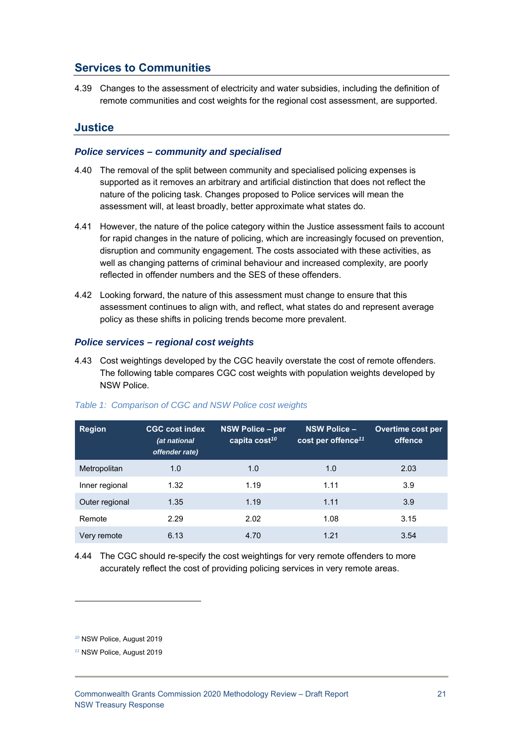## Services to Communities

4.39 Changes to the assessment of electricity and water subsidies, including the definition of remote communities and cost weights for the regional cost assessment, are supported.

## Justice

### *Police services – community and specialised*

4.40 The removal of the split between community and specialised policing expenses is supported as it removes an arbitrary and artificial distinction that does not reflect the nature of the policing task. Changes proposed to Police services will mean the assessment will, at least broadly, better approximate what states do.

4.41 However, the nature of the police category within the Justice assessment fails to account for rapid changes in the nature of policing, which are increasingly focused on prevention, disruption and community engagement. The costs associated with these activities, as well as changing patterns of criminal behaviour and increased complexity, are poorly reflected in offender numbers and the SES of these offenders.

4.42 Looking forward, the nature of this assessment must change to ensure that this assessment continues to align with, and reflect, what states do and represent average policy as these shifts in policing trends become more prevalent.

### *Police services – regional cost weights*

4.43 Cost weightings developed by the CGC heavily overstate the cost of remote offenders. The following table compares CGC cost weights with population weights developed by NSW Police.

*Table 1: Comparison of CGC and NSW Police cost weights*

| Region | CGC cost index *(at national offender rate)* | NSW Police – per capita cost[10] | NSW Police – cost per offence[11] | Overtime cost per offence |
|---|---|---|---|---|
| Metropolitan | 1.0 | 1.0 | 1.0 | 2.03 |
| Inner regional | 1.32 | 1.19 | 1.11 | 3.9 |
| Outer regional | 1.35 | 1.19 | 1.11 | 3.9 |
| Remote | 2.29 | 2.02 | 1.08 | 3.15 |
| Very remote | 6.13 | 4.70 | 1.21 | 3.54 |

4.44 The CGC should re-specify the cost weightings for very remote offenders to more accurately reflect the cost of providing policing services in very remote areas.

[10] NSW Police, August 2019

[11] NSW Police, August 2019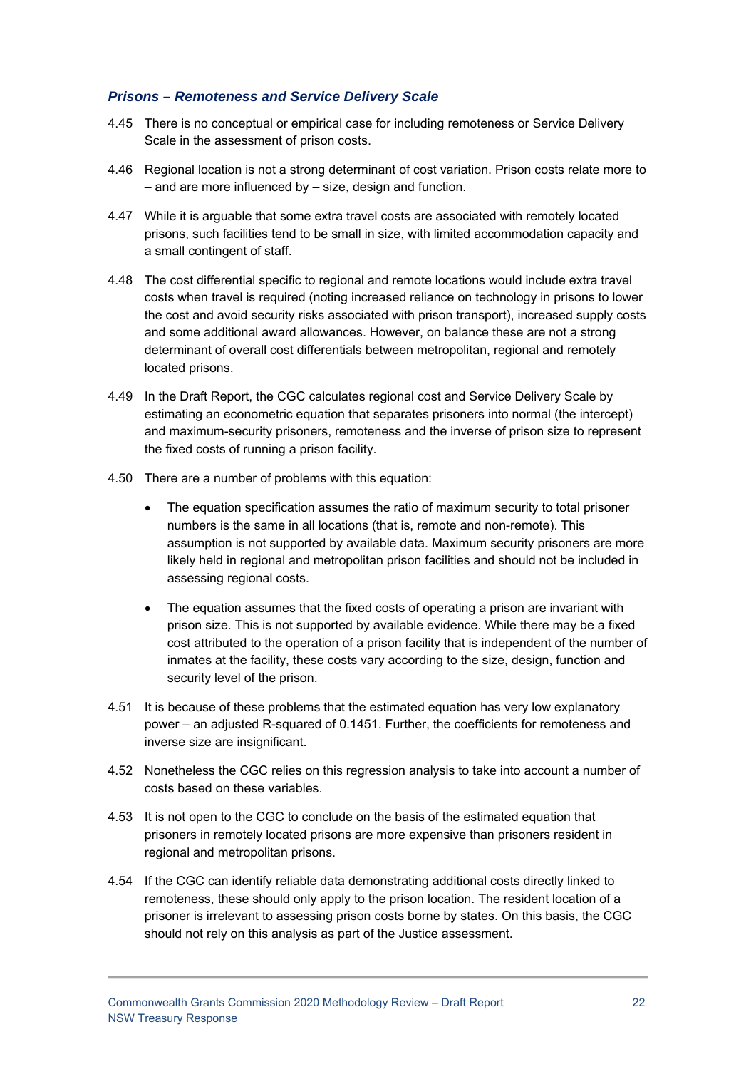### *Prisons – Remoteness and Service Delivery Scale*

4.45 There is no conceptual or empirical case for including remoteness or Service Delivery Scale in the assessment of prison costs.

4.46 Regional location is not a strong determinant of cost variation. Prison costs relate more to – and are more influenced by – size, design and function.

4.47 While it is arguable that some extra travel costs are associated with remotely located prisons, such facilities tend to be small in size, with limited accommodation capacity and a small contingent of staff.

4.48 The cost differential specific to regional and remote locations would include extra travel costs when travel is required (noting increased reliance on technology in prisons to lower the cost and avoid security risks associated with prison transport), increased supply costs and some additional award allowances. However, on balance these are not a strong determinant of overall cost differentials between metropolitan, regional and remotely located prisons.

4.49 In the Draft Report, the CGC calculates regional cost and Service Delivery Scale by estimating an econometric equation that separates prisoners into normal (the intercept) and maximum-security prisoners, remoteness and the inverse of prison size to represent the fixed costs of running a prison facility.

4.50 There are a number of problems with this equation:

- The equation specification assumes the ratio of maximum security to total prisoner numbers is the same in all locations (that is, remote and non-remote). This assumption is not supported by available data. Maximum security prisoners are more likely held in regional and metropolitan prison facilities and should not be included in assessing regional costs.

- The equation assumes that the fixed costs of operating a prison are invariant with prison size. This is not supported by available evidence. While there may be a fixed cost attributed to the operation of a prison facility that is independent of the number of inmates at the facility, these costs vary according to the size, design, function and security level of the prison.

4.51 It is because of these problems that the estimated equation has very low explanatory power – an adjusted R-squared of 0.1451. Further, the coefficients for remoteness and inverse size are insignificant.

4.52 Nonetheless the CGC relies on this regression analysis to take into account a number of costs based on these variables.

4.53 It is not open to the CGC to conclude on the basis of the estimated equation that prisoners in remotely located prisons are more expensive than prisoners resident in regional and metropolitan prisons.

4.54 If the CGC can identify reliable data demonstrating additional costs directly linked to remoteness, these should only apply to the prison location. The resident location of a prisoner is irrelevant to assessing prison costs borne by states. On this basis, the CGC should not rely on this analysis as part of the Justice assessment.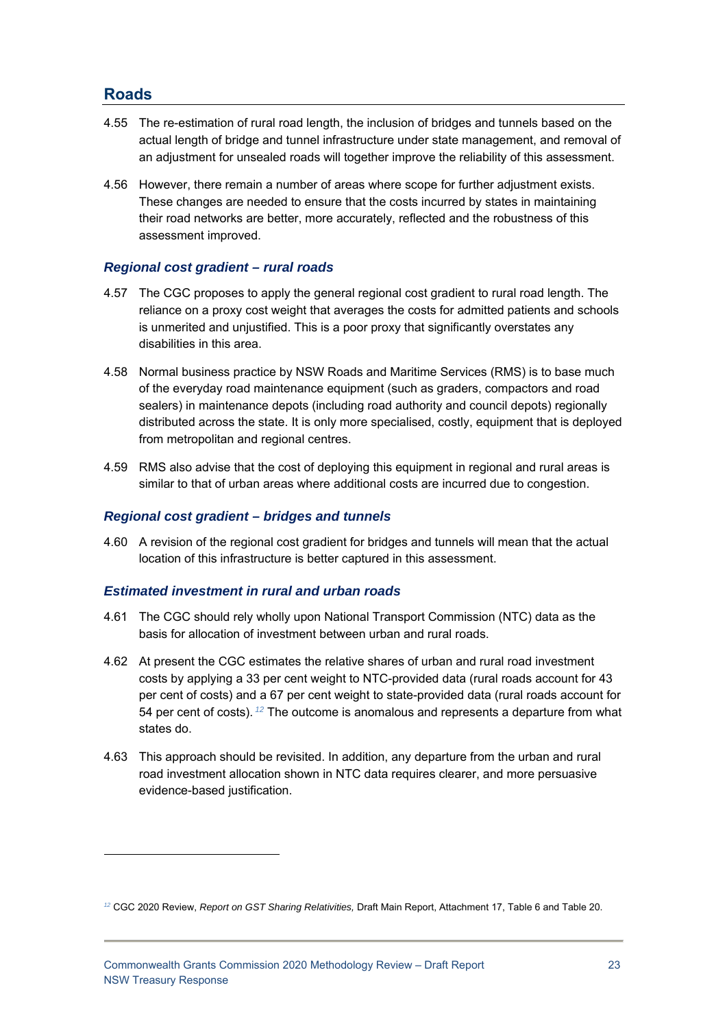## Roads

4.55 The re-estimation of rural road length, the inclusion of bridges and tunnels based on the actual length of bridge and tunnel infrastructure under state management, and removal of an adjustment for unsealed roads will together improve the reliability of this assessment.

4.56 However, there remain a number of areas where scope for further adjustment exists. These changes are needed to ensure that the costs incurred by states in maintaining their road networks are better, more accurately, reflected and the robustness of this assessment improved.

### *Regional cost gradient – rural roads*

4.57 The CGC proposes to apply the general regional cost gradient to rural road length. The reliance on a proxy cost weight that averages the costs for admitted patients and schools is unmerited and unjustified. This is a poor proxy that significantly overstates any disabilities in this area.

4.58 Normal business practice by NSW Roads and Maritime Services (RMS) is to base much of the everyday road maintenance equipment (such as graders, compactors and road sealers) in maintenance depots (including road authority and council depots) regionally distributed across the state. It is only more specialised, costly, equipment that is deployed from metropolitan and regional centres.

4.59 RMS also advise that the cost of deploying this equipment in regional and rural areas is similar to that of urban areas where additional costs are incurred due to congestion.

### *Regional cost gradient – bridges and tunnels*

4.60 A revision of the regional cost gradient for bridges and tunnels will mean that the actual location of this infrastructure is better captured in this assessment.

### *Estimated investment in rural and urban roads*

4.61 The CGC should rely wholly upon National Transport Commission (NTC) data as the basis for allocation of investment between urban and rural roads.

4.62 At present the CGC estimates the relative shares of urban and rural road investment costs by applying a 33 per cent weight to NTC-provided data (rural roads account for 43 per cent of costs) and a 67 per cent weight to state-provided data (rural roads account for 54 per cent of costs). [12] The outcome is anomalous and represents a departure from what states do.

4.63 This approach should be revisited. In addition, any departure from the urban and rural road investment allocation shown in NTC data requires clearer, and more persuasive evidence-based justification.

---

[12] CGC 2020 Review, *Report on GST Sharing Relativities,* Draft Main Report, Attachment 17, Table 6 and Table 20.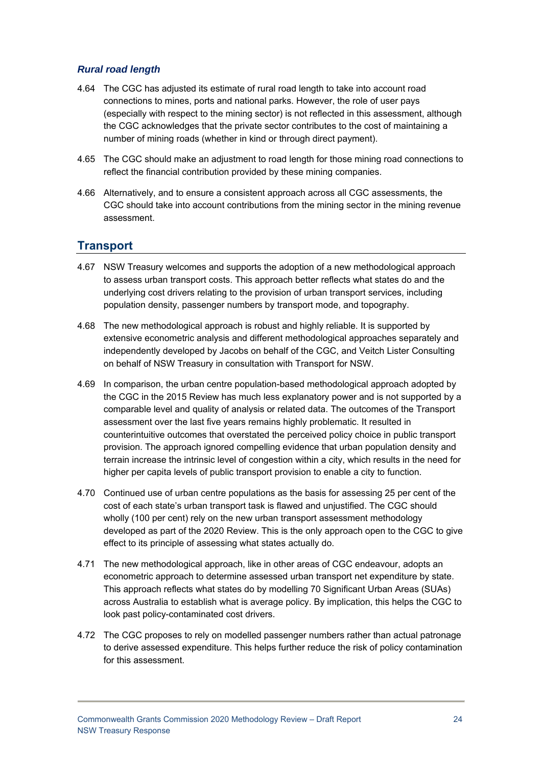### *Rural road length*

4.64 The CGC has adjusted its estimate of rural road length to take into account road connections to mines, ports and national parks. However, the role of user pays (especially with respect to the mining sector) is not reflected in this assessment, although the CGC acknowledges that the private sector contributes to the cost of maintaining a number of mining roads (whether in kind or through direct payment).

4.65 The CGC should make an adjustment to road length for those mining road connections to reflect the financial contribution provided by these mining companies.

4.66 Alternatively, and to ensure a consistent approach across all CGC assessments, the CGC should take into account contributions from the mining sector in the mining revenue assessment.

## Transport

4.67 NSW Treasury welcomes and supports the adoption of a new methodological approach to assess urban transport costs. This approach better reflects what states do and the underlying cost drivers relating to the provision of urban transport services, including population density, passenger numbers by transport mode, and topography.

4.68 The new methodological approach is robust and highly reliable. It is supported by extensive econometric analysis and different methodological approaches separately and independently developed by Jacobs on behalf of the CGC, and Veitch Lister Consulting on behalf of NSW Treasury in consultation with Transport for NSW.

4.69 In comparison, the urban centre population-based methodological approach adopted by the CGC in the 2015 Review has much less explanatory power and is not supported by a comparable level and quality of analysis or related data. The outcomes of the Transport assessment over the last five years remains highly problematic. It resulted in counterintuitive outcomes that overstated the perceived policy choice in public transport provision. The approach ignored compelling evidence that urban population density and terrain increase the intrinsic level of congestion within a city, which results in the need for higher per capita levels of public transport provision to enable a city to function.

4.70 Continued use of urban centre populations as the basis for assessing 25 per cent of the cost of each state's urban transport task is flawed and unjustified. The CGC should wholly (100 per cent) rely on the new urban transport assessment methodology developed as part of the 2020 Review. This is the only approach open to the CGC to give effect to its principle of assessing what states actually do.

4.71 The new methodological approach, like in other areas of CGC endeavour, adopts an econometric approach to determine assessed urban transport net expenditure by state. This approach reflects what states do by modelling 70 Significant Urban Areas (SUAs) across Australia to establish what is average policy. By implication, this helps the CGC to look past policy-contaminated cost drivers.

4.72 The CGC proposes to rely on modelled passenger numbers rather than actual patronage to derive assessed expenditure. This helps further reduce the risk of policy contamination for this assessment.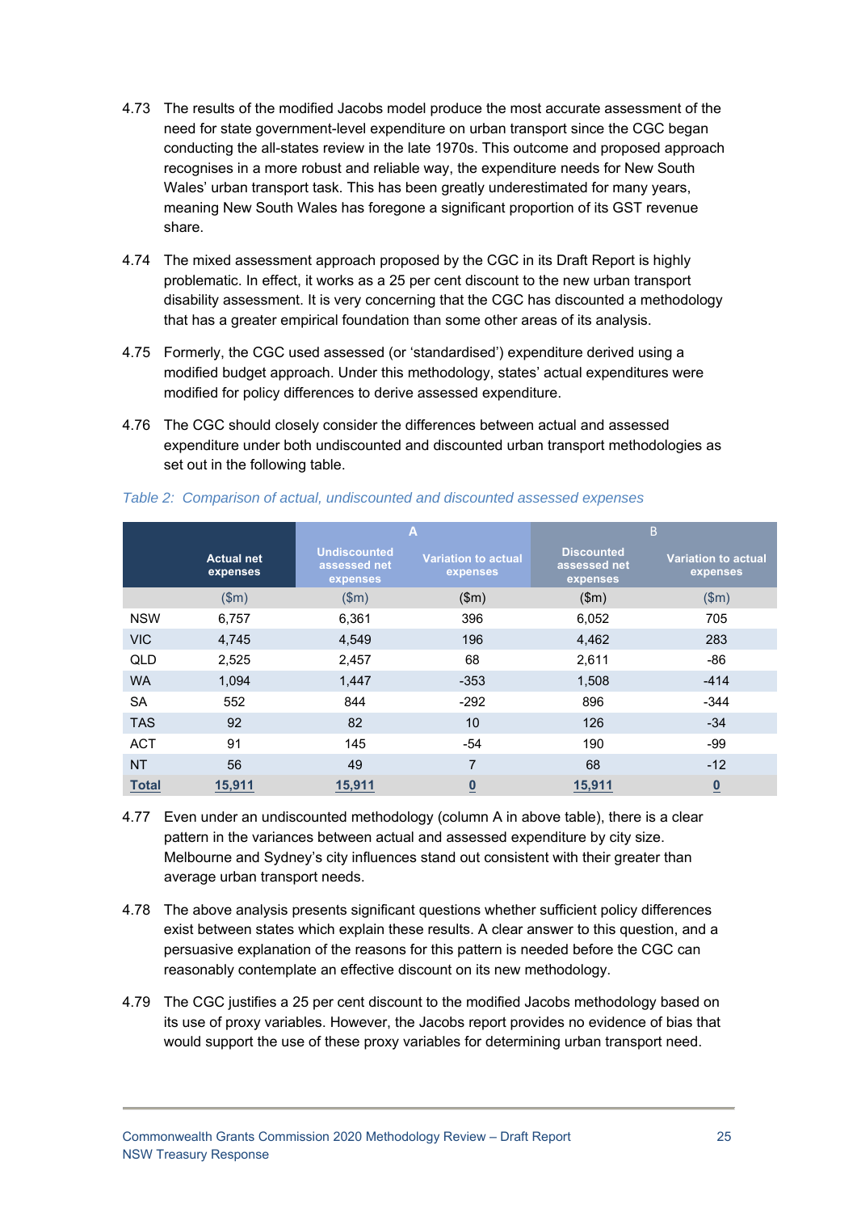4.73 The results of the modified Jacobs model produce the most accurate assessment of the need for state government-level expenditure on urban transport since the CGC began conducting the all-states review in the late 1970s. This outcome and proposed approach recognises in a more robust and reliable way, the expenditure needs for New South Wales' urban transport task. This has been greatly underestimated for many years, meaning New South Wales has foregone a significant proportion of its GST revenue share.

4.74 The mixed assessment approach proposed by the CGC in its Draft Report is highly problematic. In effect, it works as a 25 per cent discount to the new urban transport disability assessment. It is very concerning that the CGC has discounted a methodology that has a greater empirical foundation than some other areas of its analysis.

4.75 Formerly, the CGC used assessed (or 'standardised') expenditure derived using a modified budget approach. Under this methodology, states' actual expenditures were modified for policy differences to derive assessed expenditure.

4.76 The CGC should closely consider the differences between actual and assessed expenditure under both undiscounted and discounted urban transport methodologies as set out in the following table.

*Table 2: Comparison of actual, undiscounted and discounted assessed expenses*

| | | A | | B | |
|---|---|---|---|---|---|
| | **Actual net expenses** | **Undiscounted assessed net expenses** | **Variation to actual expenses** | **Discounted assessed net expenses** | **Variation to actual expenses** |
| | ($m) | ($m) | ($m) | ($m) | ($m) |
| NSW | 6,757 | 6,361 | 396 | 6,052 | 705 |
| VIC | 4,745 | 4,549 | 196 | 4,462 | 283 |
| QLD | 2,525 | 2,457 | 68 | 2,611 | -86 |
| WA | 1,094 | 1,447 | -353 | 1,508 | -414 |
| SA | 552 | 844 | -292 | 896 | -344 |
| TAS | 92 | 82 | 10 | 126 | -34 |
| ACT | 91 | 145 | -54 | 190 | -99 |
| NT | 56 | 49 | 7 | 68 | -12 |
| **Total** | **15,911** | **15,911** | **0** | **15,911** | **0** |

4.77 Even under an undiscounted methodology (column A in above table), there is a clear pattern in the variances between actual and assessed expenditure by city size. Melbourne and Sydney's city influences stand out consistent with their greater than average urban transport needs.

4.78 The above analysis presents significant questions whether sufficient policy differences exist between states which explain these results. A clear answer to this question, and a persuasive explanation of the reasons for this pattern is needed before the CGC can reasonably contemplate an effective discount on its new methodology.

4.79 The CGC justifies a 25 per cent discount to the modified Jacobs methodology based on its use of proxy variables. However, the Jacobs report provides no evidence of bias that would support the use of these proxy variables for determining urban transport need.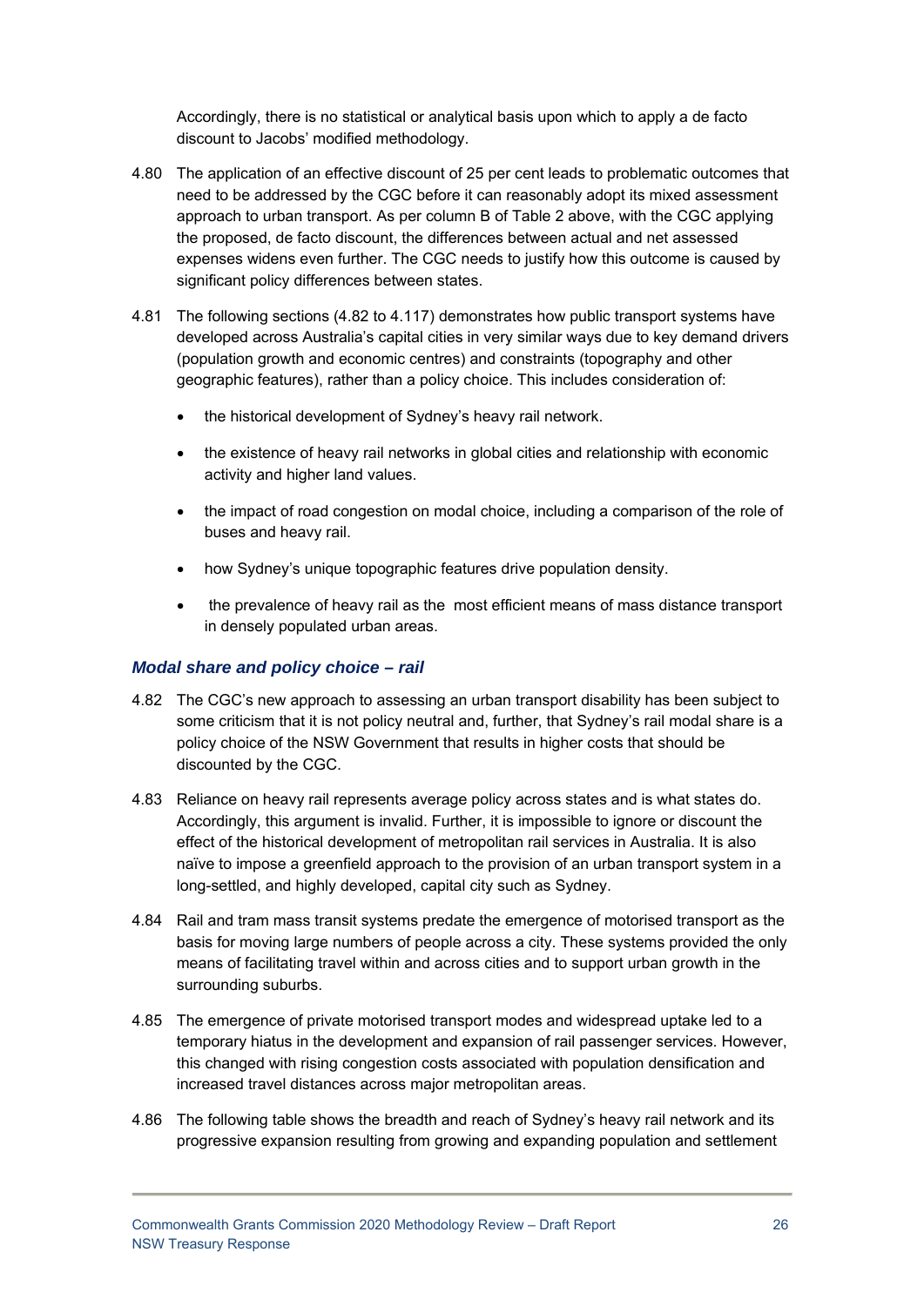Accordingly, there is no statistical or analytical basis upon which to apply a de facto discount to Jacobs' modified methodology.

4.80 The application of an effective discount of 25 per cent leads to problematic outcomes that need to be addressed by the CGC before it can reasonably adopt its mixed assessment approach to urban transport. As per column B of Table 2 above, with the CGC applying the proposed, de facto discount, the differences between actual and net assessed expenses widens even further. The CGC needs to justify how this outcome is caused by significant policy differences between states.

4.81 The following sections (4.82 to 4.117) demonstrates how public transport systems have developed across Australia's capital cities in very similar ways due to key demand drivers (population growth and economic centres) and constraints (topography and other geographic features), rather than a policy choice. This includes consideration of:

- the historical development of Sydney's heavy rail network.
- the existence of heavy rail networks in global cities and relationship with economic activity and higher land values.
- the impact of road congestion on modal choice, including a comparison of the role of buses and heavy rail.
- how Sydney's unique topographic features drive population density.
- the prevalence of heavy rail as the most efficient means of mass distance transport in densely populated urban areas.

### *Modal share and policy choice – rail*

4.82 The CGC's new approach to assessing an urban transport disability has been subject to some criticism that it is not policy neutral and, further, that Sydney's rail modal share is a policy choice of the NSW Government that results in higher costs that should be discounted by the CGC.

4.83 Reliance on heavy rail represents average policy across states and is what states do. Accordingly, this argument is invalid. Further, it is impossible to ignore or discount the effect of the historical development of metropolitan rail services in Australia. It is also naïve to impose a greenfield approach to the provision of an urban transport system in a long-settled, and highly developed, capital city such as Sydney.

4.84 Rail and tram mass transit systems predate the emergence of motorised transport as the basis for moving large numbers of people across a city. These systems provided the only means of facilitating travel within and across cities and to support urban growth in the surrounding suburbs.

4.85 The emergence of private motorised transport modes and widespread uptake led to a temporary hiatus in the development and expansion of rail passenger services. However, this changed with rising congestion costs associated with population densification and increased travel distances across major metropolitan areas.

4.86 The following table shows the breadth and reach of Sydney's heavy rail network and its progressive expansion resulting from growing and expanding population and settlement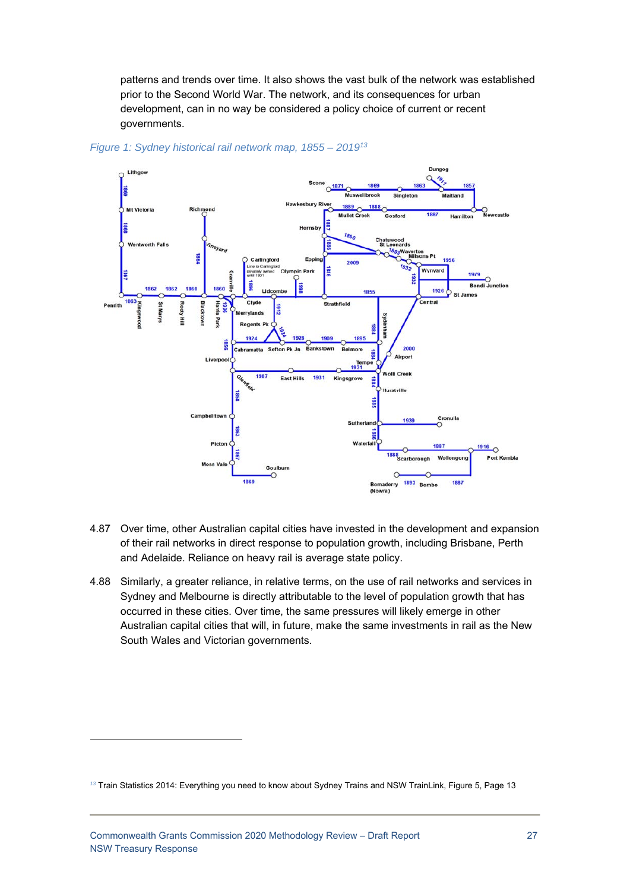patterns and trends over time. It also shows the vast bulk of the network was established prior to the Second World War. The network, and its consequences for urban development, can in no way be considered a policy choice of current or recent governments.

*Figure 1: Sydney historical rail network map, 1855 – 2019*[13]

4.87 Over time, other Australian capital cities have invested in the development and expansion of their rail networks in direct response to population growth, including Brisbane, Perth and Adelaide. Reliance on heavy rail is average state policy.

4.88 Similarly, a greater reliance, in relative terms, on the use of rail networks and services in Sydney and Melbourne is directly attributable to the level of population growth that has occurred in these cities. Over time, the same pressures will likely emerge in other Australian capital cities that will, in future, make the same investments in rail as the New South Wales and Victorian governments.

[13] Train Statistics 2014: Everything you need to know about Sydney Trains and NSW TrainLink, Figure 5, Page 13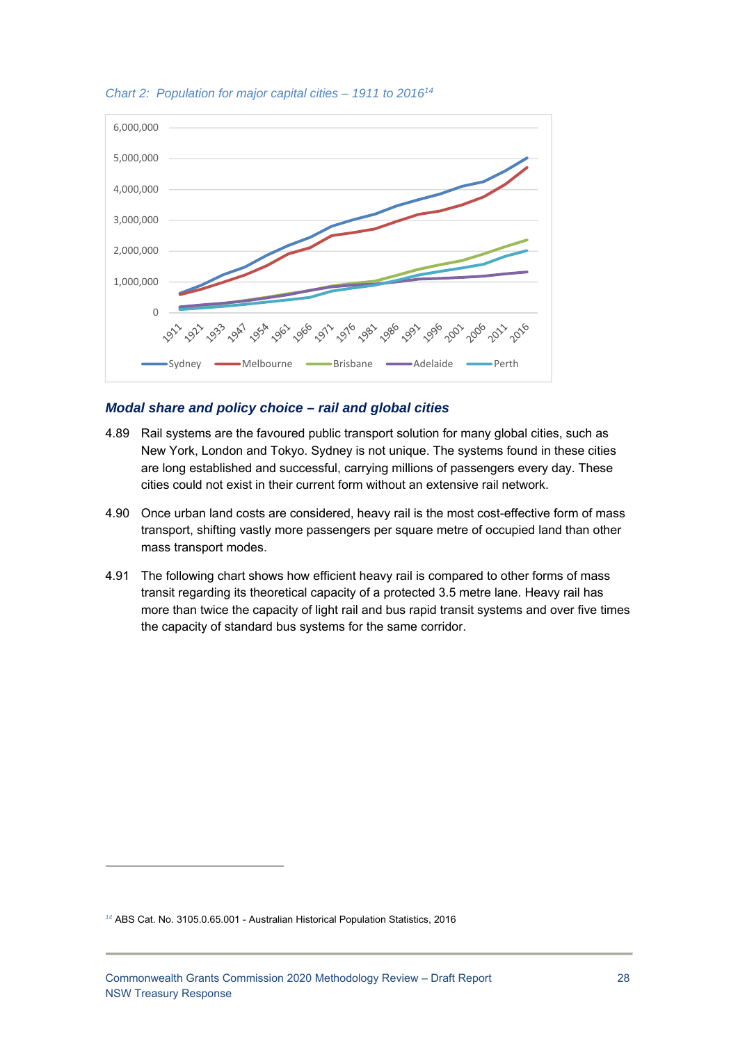*Chart 2: Population for major capital cities – 1911 to 2016*[14]

### *Modal share and policy choice – rail and global cities*

4.89 Rail systems are the favoured public transport solution for many global cities, such as New York, London and Tokyo. Sydney is not unique. The systems found in these cities are long established and successful, carrying millions of passengers every day. These cities could not exist in their current form without an extensive rail network.

4.90 Once urban land costs are considered, heavy rail is the most cost-effective form of mass transport, shifting vastly more passengers per square metre of occupied land than other mass transport modes.

4.91 The following chart shows how efficient heavy rail is compared to other forms of mass transit regarding its theoretical capacity of a protected 3.5 metre lane. Heavy rail has more than twice the capacity of light rail and bus rapid transit systems and over five times the capacity of standard bus systems for the same corridor.

---

[14] ABS Cat. No. 3105.0.65.001 - Australian Historical Population Statistics, 2016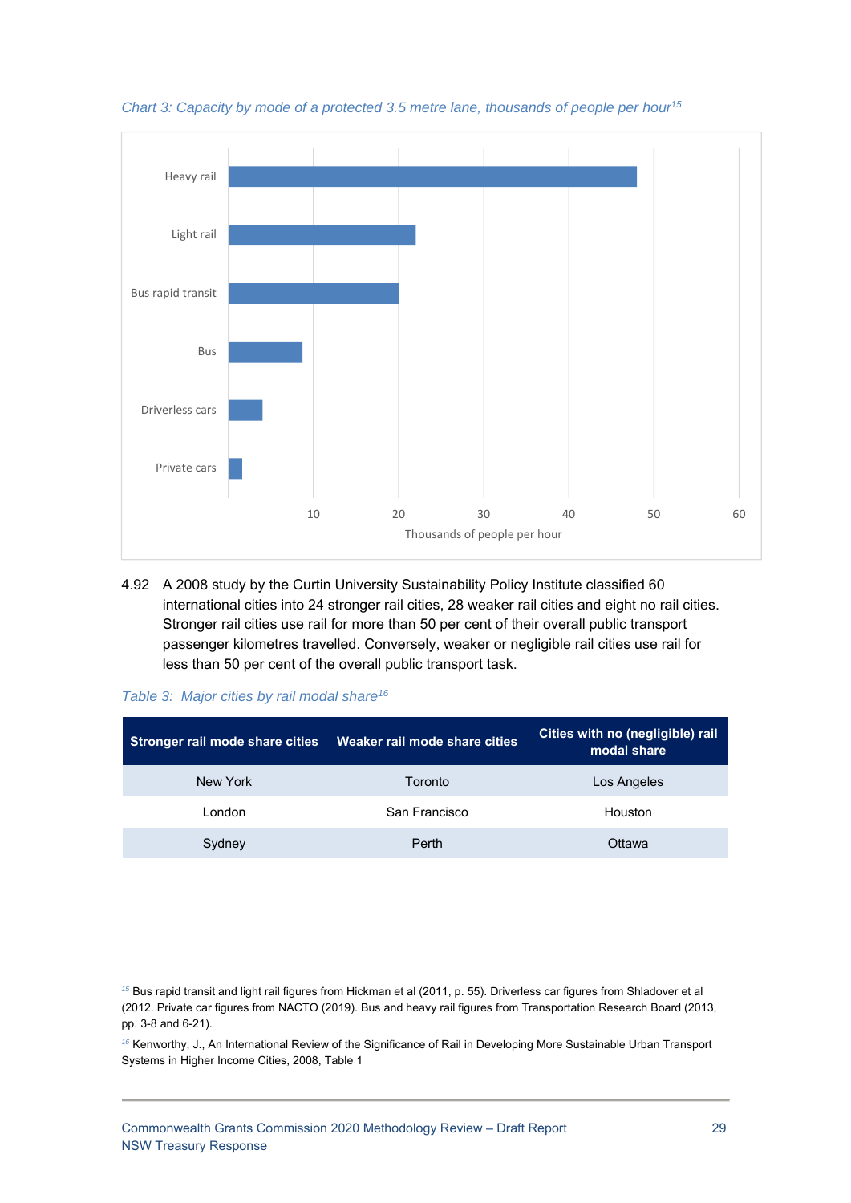*Chart 3: Capacity by mode of a protected 3.5 metre lane, thousands of people per hour*[15]

| Mode | Thousands of people per hour (approx.) |
|---|---|
| Heavy rail | 48 |
| Light rail | 22 |
| Bus rapid transit | 20 |
| Bus | 8.7 |
| Driverless cars | 4 |
| Private cars | 1.6 |

4.92 A 2008 study by the Curtin University Sustainability Policy Institute classified 60 international cities into 24 stronger rail cities, 28 weaker rail cities and eight no rail cities. Stronger rail cities use rail for more than 50 per cent of their overall public transport passenger kilometres travelled. Conversely, weaker or negligible rail cities use rail for less than 50 per cent of the overall public transport task.

*Table 3: Major cities by rail modal share*[16]

| Stronger rail mode share cities | Weaker rail mode share cities | Cities with no (negligible) rail modal share |
|---|---|---|
| New York | Toronto | Los Angeles |
| London | San Francisco | Houston |
| Sydney | Perth | Ottawa |

[15] Bus rapid transit and light rail figures from Hickman et al (2011, p. 55). Driverless car figures from Shladover et al (2012. Private car figures from NACTO (2019). Bus and heavy rail figures from Transportation Research Board (2013, pp. 3-8 and 6-21).

[16] Kenworthy, J., An International Review of the Significance of Rail in Developing More Sustainable Urban Transport Systems in Higher Income Cities, 2008, Table 1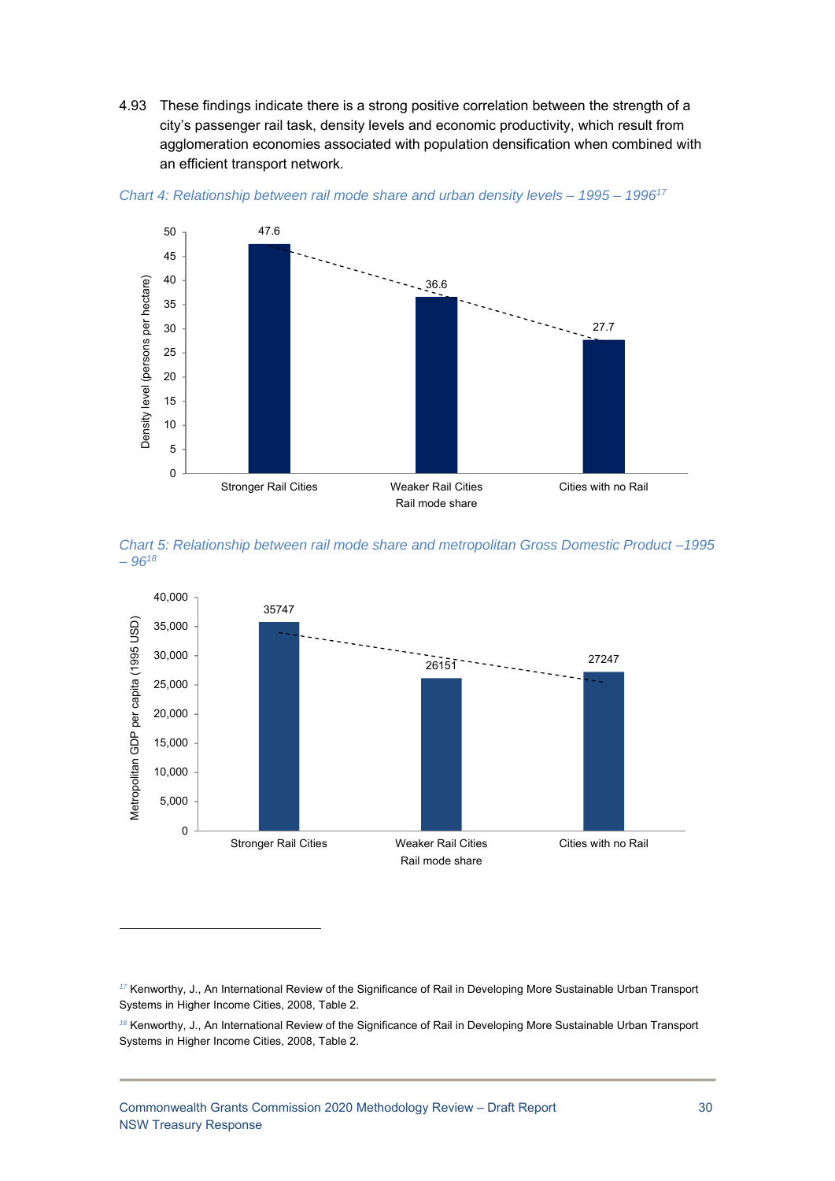4.93 These findings indicate there is a strong positive correlation between the strength of a city's passenger rail task, density levels and economic productivity, which result from agglomeration economies associated with population densification when combined with an efficient transport network.

*Chart 4: Relationship between rail mode share and urban density levels – 1995 – 1996*[17]

| Rail mode share | Density level (persons per hectare) |
|---|---|
| Stronger Rail Cities | 47.6 |
| Weaker Rail Cities | 36.6 |
| Cities with no Rail | 27.7 |

*Chart 5: Relationship between rail mode share and metropolitan Gross Domestic Product –1995 – 96*[18]

| Rail mode share | Metropolitan GDP per capita (1995 USD) |
|---|---|
| Stronger Rail Cities | 35747 |
| Weaker Rail Cities | 26151 |
| Cities with no Rail | 27247 |

---

[17] Kenworthy, J., An International Review of the Significance of Rail in Developing More Sustainable Urban Transport Systems in Higher Income Cities, 2008, Table 2.

[18] Kenworthy, J., An International Review of the Significance of Rail in Developing More Sustainable Urban Transport Systems in Higher Income Cities, 2008, Table 2.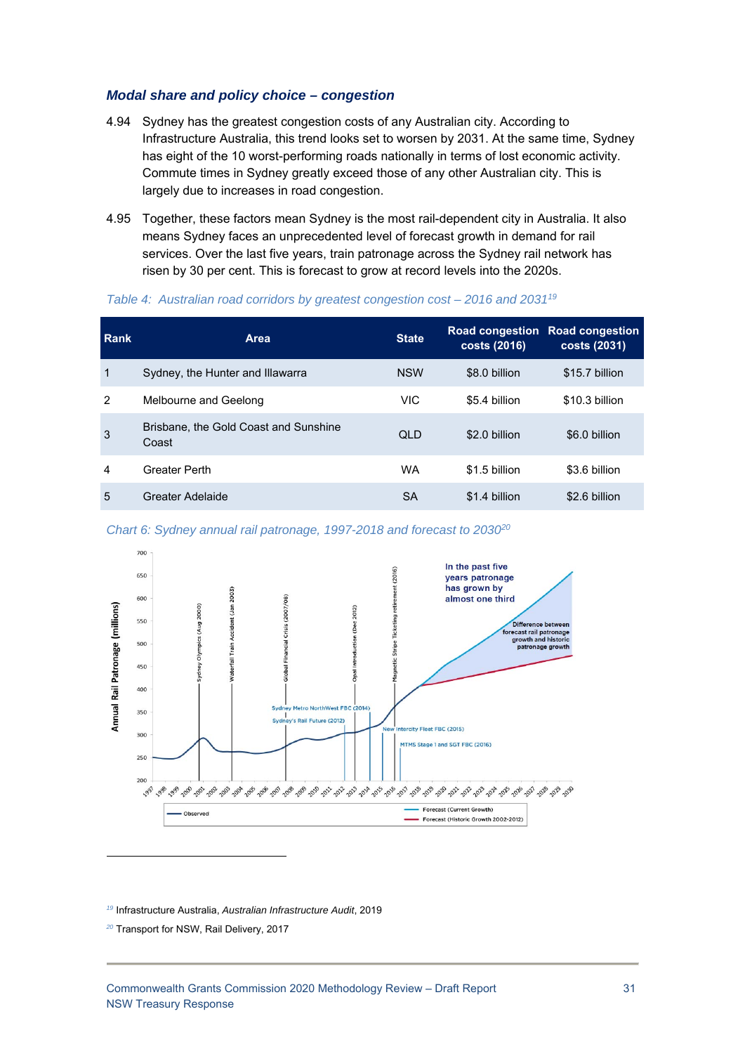### *Modal share and policy choice – congestion*

4.94 Sydney has the greatest congestion costs of any Australian city. According to Infrastructure Australia, this trend looks set to worsen by 2031. At the same time, Sydney has eight of the 10 worst-performing roads nationally in terms of lost economic activity. Commute times in Sydney greatly exceed those of any other Australian city. This is largely due to increases in road congestion.

4.95 Together, these factors mean Sydney is the most rail-dependent city in Australia. It also means Sydney faces an unprecedented level of forecast growth in demand for rail services. Over the last five years, train patronage across the Sydney rail network has risen by 30 per cent. This is forecast to grow at record levels into the 2020s.

*Table 4: Australian road corridors by greatest congestion cost – 2016 and 2031*[19]

| Rank | Area | State | Road congestion costs (2016) | Road congestion costs (2031) |
|---|---|---|---|---|
| 1 | Sydney, the Hunter and Illawarra | NSW | \$8.0 billion | \$15.7 billion |
| 2 | Melbourne and Geelong | VIC | \$5.4 billion | \$10.3 billion |
| 3 | Brisbane, the Gold Coast and Sunshine Coast | QLD | \$2.0 billion | \$6.0 billion |
| 4 | Greater Perth | WA | \$1.5 billion | \$3.6 billion |
| 5 | Greater Adelaide | SA | \$1.4 billion | \$2.6 billion |

*Chart 6: Sydney annual rail patronage, 1997-2018 and forecast to 2030*[20]

[19] Infrastructure Australia, *Australian Infrastructure Audit*, 2019

[20] Transport for NSW, Rail Delivery, 2017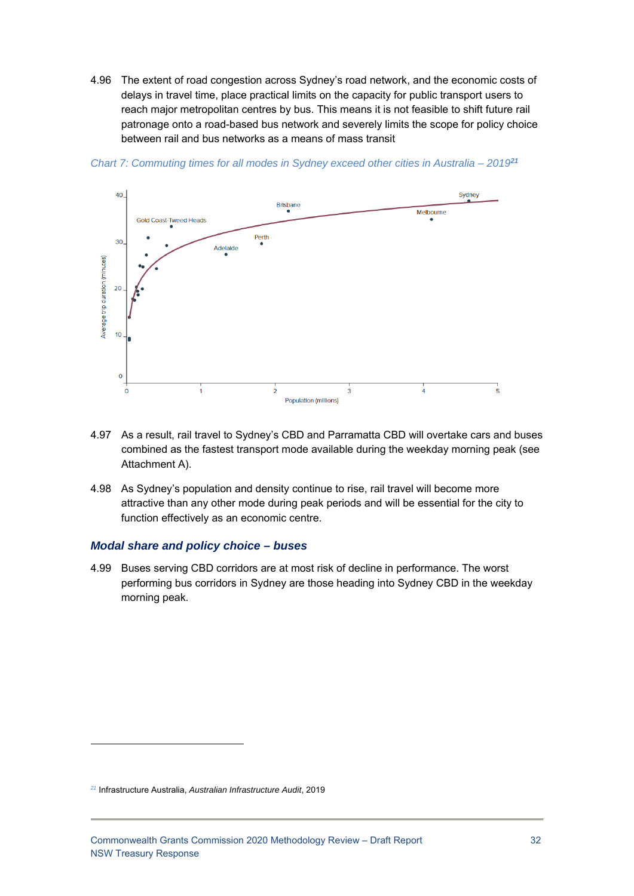4.96 The extent of road congestion across Sydney's road network, and the economic costs of delays in travel time, place practical limits on the capacity for public transport users to reach major metropolitan centres by bus. This means it is not feasible to shift future rail patronage onto a road-based bus network and severely limits the scope for policy choice between rail and bus networks as a means of mass transit

*Chart 7: Commuting times for all modes in Sydney exceed other cities in Australia – 2019*[21]

4.97 As a result, rail travel to Sydney's CBD and Parramatta CBD will overtake cars and buses combined as the fastest transport mode available during the weekday morning peak (see Attachment A).

4.98 As Sydney's population and density continue to rise, rail travel will become more attractive than any other mode during peak periods and will be essential for the city to function effectively as an economic centre.

### *Modal share and policy choice – buses*

4.99 Buses serving CBD corridors are at most risk of decline in performance. The worst performing bus corridors in Sydney are those heading into Sydney CBD in the weekday morning peak.

[21] Infrastructure Australia, *Australian Infrastructure Audit*, 2019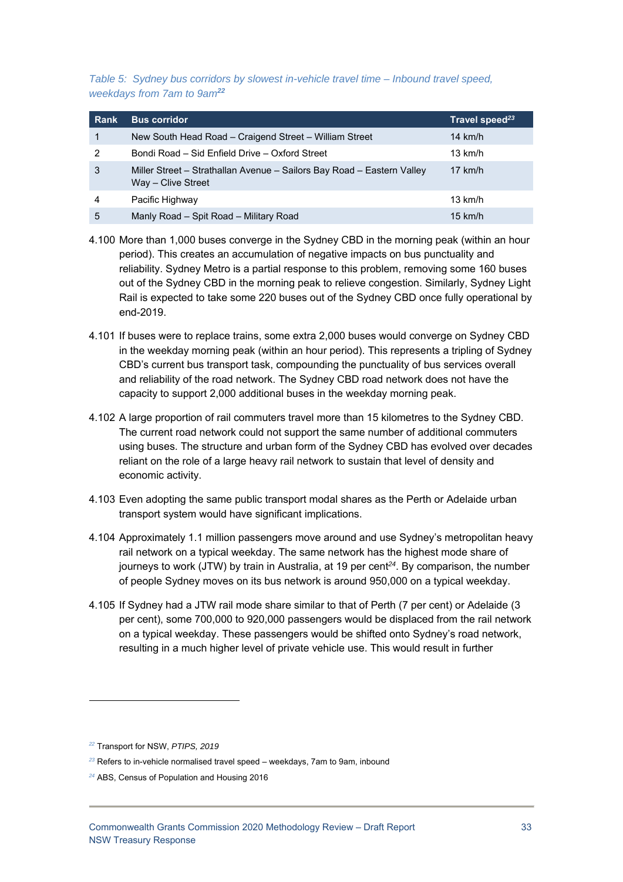*Table 5: Sydney bus corridors by slowest in-vehicle travel time – Inbound travel speed, weekdays from 7am to 9am*[22]

| Rank | Bus corridor | Travel speed[23] |
|---|---|---|
| 1 | New South Head Road – Craigend Street – William Street | 14 km/h |
| 2 | Bondi Road – Sid Enfield Drive – Oxford Street | 13 km/h |
| 3 | Miller Street – Strathallan Avenue – Sailors Bay Road – Eastern Valley Way – Clive Street | 17 km/h |
| 4 | Pacific Highway | 13 km/h |
| 5 | Manly Road – Spit Road – Military Road | 15 km/h |

4.100 More than 1,000 buses converge in the Sydney CBD in the morning peak (within an hour period). This creates an accumulation of negative impacts on bus punctuality and reliability. Sydney Metro is a partial response to this problem, removing some 160 buses out of the Sydney CBD in the morning peak to relieve congestion. Similarly, Sydney Light Rail is expected to take some 220 buses out of the Sydney CBD once fully operational by end-2019.

4.101 If buses were to replace trains, some extra 2,000 buses would converge on Sydney CBD in the weekday morning peak (within an hour period). This represents a tripling of Sydney CBD's current bus transport task, compounding the punctuality of bus services overall and reliability of the road network. The Sydney CBD road network does not have the capacity to support 2,000 additional buses in the weekday morning peak.

4.102 A large proportion of rail commuters travel more than 15 kilometres to the Sydney CBD. The current road network could not support the same number of additional commuters using buses. The structure and urban form of the Sydney CBD has evolved over decades reliant on the role of a large heavy rail network to sustain that level of density and economic activity.

4.103 Even adopting the same public transport modal shares as the Perth or Adelaide urban transport system would have significant implications.

4.104 Approximately 1.1 million passengers move around and use Sydney's metropolitan heavy rail network on a typical weekday. The same network has the highest mode share of journeys to work (JTW) by train in Australia, at 19 per cent[24]. By comparison, the number of people Sydney moves on its bus network is around 950,000 on a typical weekday.

4.105 If Sydney had a JTW rail mode share similar to that of Perth (7 per cent) or Adelaide (3 per cent), some 700,000 to 920,000 passengers would be displaced from the rail network on a typical weekday. These passengers would be shifted onto Sydney's road network, resulting in a much higher level of private vehicle use. This would result in further

---

[22] Transport for NSW, *PTIPS, 2019*

[23] Refers to in-vehicle normalised travel speed – weekdays, 7am to 9am, inbound

[24] ABS, Census of Population and Housing 2016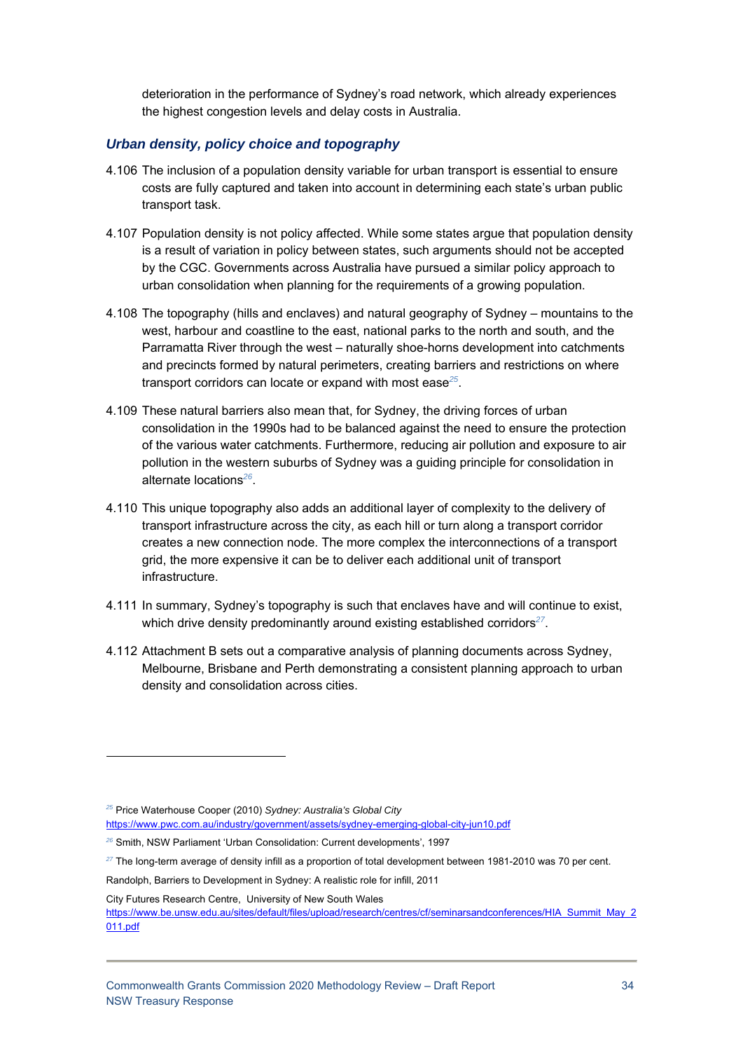deterioration in the performance of Sydney's road network, which already experiences the highest congestion levels and delay costs in Australia.

### *Urban density, policy choice and topography*

4.106 The inclusion of a population density variable for urban transport is essential to ensure costs are fully captured and taken into account in determining each state's urban public transport task.

4.107 Population density is not policy affected. While some states argue that population density is a result of variation in policy between states, such arguments should not be accepted by the CGC. Governments across Australia have pursued a similar policy approach to urban consolidation when planning for the requirements of a growing population.

4.108 The topography (hills and enclaves) and natural geography of Sydney – mountains to the west, harbour and coastline to the east, national parks to the north and south, and the Parramatta River through the west – naturally shoe-horns development into catchments and precincts formed by natural perimeters, creating barriers and restrictions on where transport corridors can locate or expand with most ease[25].

4.109 These natural barriers also mean that, for Sydney, the driving forces of urban consolidation in the 1990s had to be balanced against the need to ensure the protection of the various water catchments. Furthermore, reducing air pollution and exposure to air pollution in the western suburbs of Sydney was a guiding principle for consolidation in alternate locations[26].

4.110 This unique topography also adds an additional layer of complexity to the delivery of transport infrastructure across the city, as each hill or turn along a transport corridor creates a new connection node. The more complex the interconnections of a transport grid, the more expensive it can be to deliver each additional unit of transport infrastructure.

4.111 In summary, Sydney's topography is such that enclaves have and will continue to exist, which drive density predominantly around existing established corridors[27].

4.112 Attachment B sets out a comparative analysis of planning documents across Sydney, Melbourne, Brisbane and Perth demonstrating a consistent planning approach to urban density and consolidation across cities.

---

[25] Price Waterhouse Cooper (2010) *Sydney: Australia's Global City* https://www.pwc.com.au/industry/government/assets/sydney-emerging-global-city-jun10.pdf

[26] Smith, NSW Parliament 'Urban Consolidation: Current developments', 1997

[27] The long-term average of density infill as a proportion of total development between 1981-2010 was 70 per cent.

Randolph, Barriers to Development in Sydney: A realistic role for infill, 2011

City Futures Research Centre, University of New South Wales https://www.be.unsw.edu.au/sites/default/files/upload/research/centres/cf/seminarsandconferences/HIA_Summit_May_2011.pdf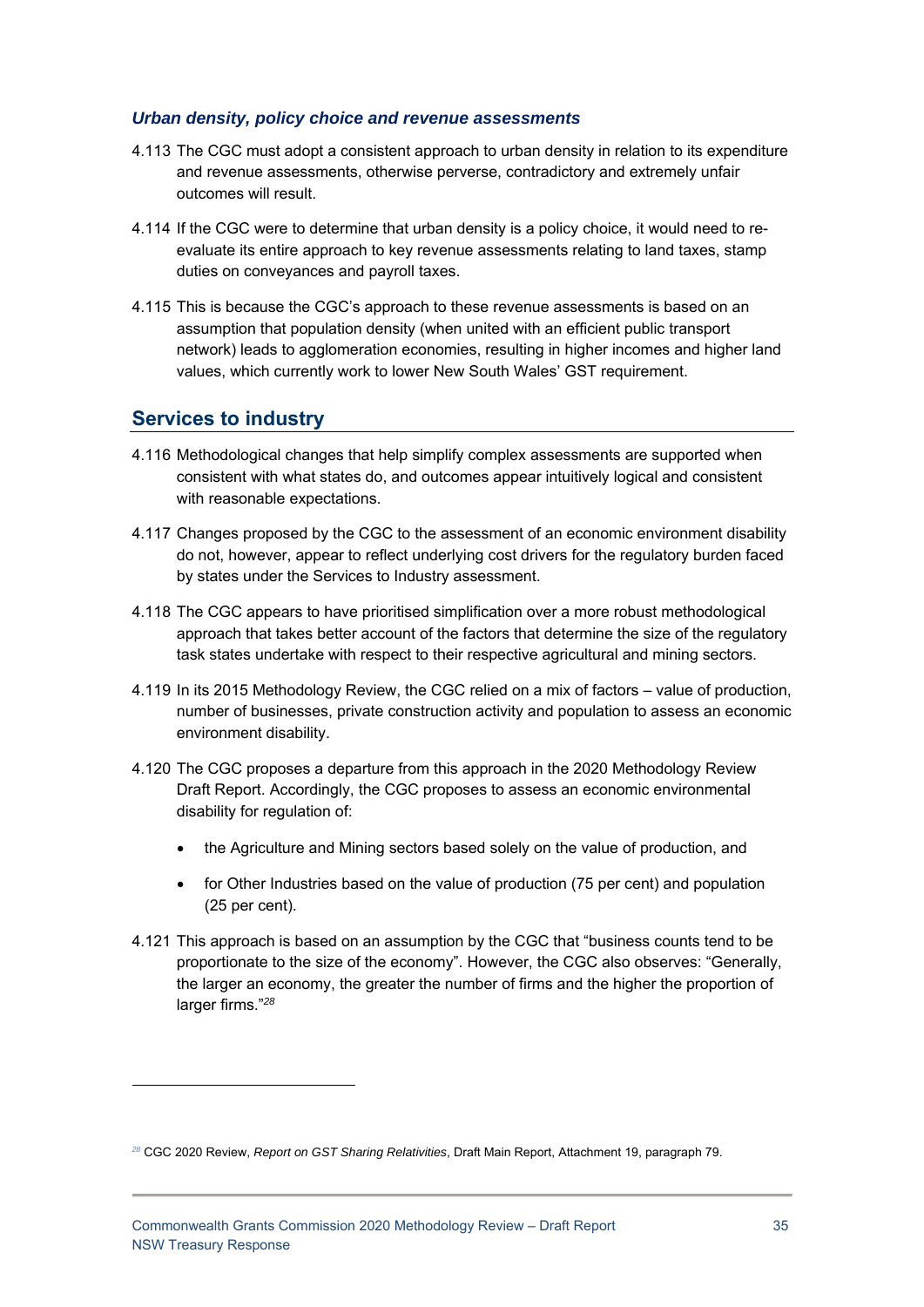### *Urban density, policy choice and revenue assessments*

4.113 The CGC must adopt a consistent approach to urban density in relation to its expenditure and revenue assessments, otherwise perverse, contradictory and extremely unfair outcomes will result.

4.114 If the CGC were to determine that urban density is a policy choice, it would need to re-evaluate its entire approach to key revenue assessments relating to land taxes, stamp duties on conveyances and payroll taxes.

4.115 This is because the CGC's approach to these revenue assessments is based on an assumption that population density (when united with an efficient public transport network) leads to agglomeration economies, resulting in higher incomes and higher land values, which currently work to lower New South Wales' GST requirement.

## Services to industry

4.116 Methodological changes that help simplify complex assessments are supported when consistent with what states do, and outcomes appear intuitively logical and consistent with reasonable expectations.

4.117 Changes proposed by the CGC to the assessment of an economic environment disability do not, however, appear to reflect underlying cost drivers for the regulatory burden faced by states under the Services to Industry assessment.

4.118 The CGC appears to have prioritised simplification over a more robust methodological approach that takes better account of the factors that determine the size of the regulatory task states undertake with respect to their respective agricultural and mining sectors.

4.119 In its 2015 Methodology Review, the CGC relied on a mix of factors – value of production, number of businesses, private construction activity and population to assess an economic environment disability.

4.120 The CGC proposes a departure from this approach in the 2020 Methodology Review Draft Report. Accordingly, the CGC proposes to assess an economic environmental disability for regulation of:

- the Agriculture and Mining sectors based solely on the value of production, and
- for Other Industries based on the value of production (75 per cent) and population (25 per cent).

4.121 This approach is based on an assumption by the CGC that "business counts tend to be proportionate to the size of the economy". However, the CGC also observes: "Generally, the larger an economy, the greater the number of firms and the higher the proportion of larger firms."[28]

[28] CGC 2020 Review, *Report on GST Sharing Relativities*, Draft Main Report, Attachment 19, paragraph 79.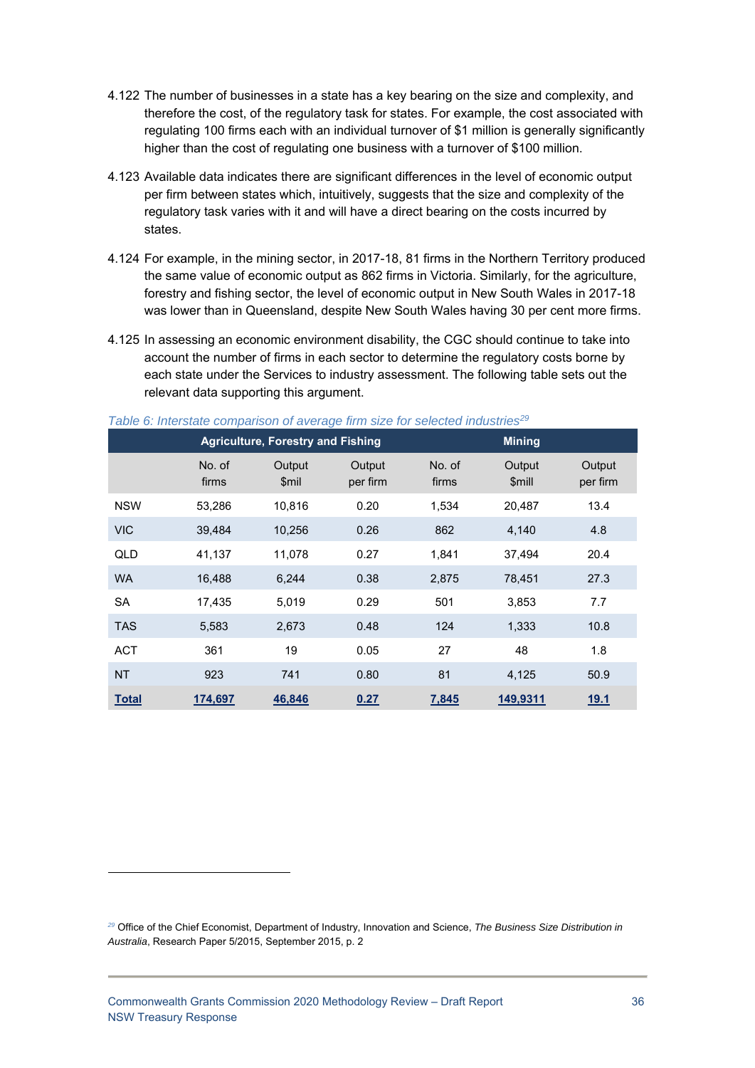4.122 The number of businesses in a state has a key bearing on the size and complexity, and therefore the cost, of the regulatory task for states. For example, the cost associated with regulating 100 firms each with an individual turnover of $1 million is generally significantly higher than the cost of regulating one business with a turnover of $100 million.

4.123 Available data indicates there are significant differences in the level of economic output per firm between states which, intuitively, suggests that the size and complexity of the regulatory task varies with it and will have a direct bearing on the costs incurred by states.

4.124 For example, in the mining sector, in 2017-18, 81 firms in the Northern Territory produced the same value of economic output as 862 firms in Victoria. Similarly, for the agriculture, forestry and fishing sector, the level of economic output in New South Wales in 2017-18 was lower than in Queensland, despite New South Wales having 30 per cent more firms.

4.125 In assessing an economic environment disability, the CGC should continue to take into account the number of firms in each sector to determine the regulatory costs borne by each state under the Services to industry assessment. The following table sets out the relevant data supporting this argument.

*Table 6: Interstate comparison of average firm size for selected industries*[29]

| | Agriculture, Forestry and Fishing | | | Mining | | |
|---|---|---|---|---|---|---|
| | No. of firms | Output $mil | Output per firm | No. of firms | Output $mill | Output per firm |
| NSW | 53,286 | 10,816 | 0.20 | 1,534 | 20,487 | 13.4 |
| VIC | 39,484 | 10,256 | 0.26 | 862 | 4,140 | 4.8 |
| QLD | 41,137 | 11,078 | 0.27 | 1,841 | 37,494 | 20.4 |
| WA | 16,488 | 6,244 | 0.38 | 2,875 | 78,451 | 27.3 |
| SA | 17,435 | 5,019 | 0.29 | 501 | 3,853 | 7.7 |
| TAS | 5,583 | 2,673 | 0.48 | 124 | 1,333 | 10.8 |
| ACT | 361 | 19 | 0.05 | 27 | 48 | 1.8 |
| NT | 923 | 741 | 0.80 | 81 | 4,125 | 50.9 |
| **Total** | **174,697** | **46,846** | **0.27** | **7,845** | **149,9311** | **19.1** |

[29] Office of the Chief Economist, Department of Industry, Innovation and Science, *The Business Size Distribution in Australia*, Research Paper 5/2015, September 2015, p. 2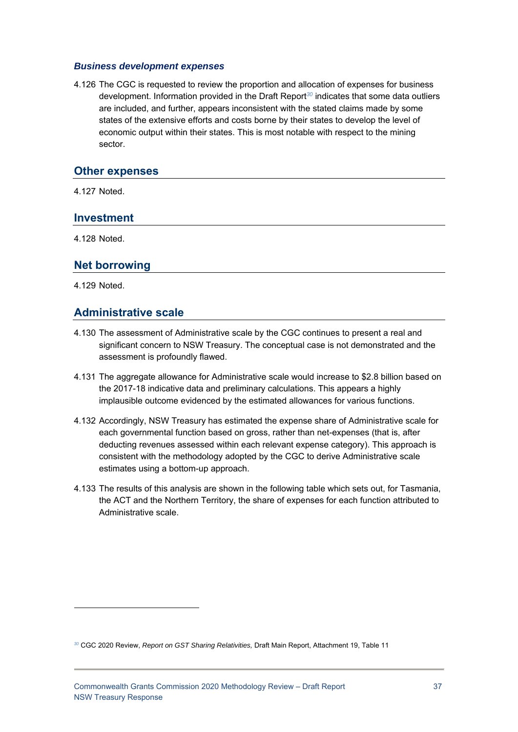### *Business development expenses*

4.126 The CGC is requested to review the proportion and allocation of expenses for business development. Information provided in the Draft Report[30] indicates that some data outliers are included, and further, appears inconsistent with the stated claims made by some states of the extensive efforts and costs borne by their states to develop the level of economic output within their states. This is most notable with respect to the mining sector.

## Other expenses

4.127 Noted.

## Investment

4.128 Noted.

## Net borrowing

4.129 Noted.

## Administrative scale

4.130 The assessment of Administrative scale by the CGC continues to present a real and significant concern to NSW Treasury. The conceptual case is not demonstrated and the assessment is profoundly flawed.

4.131 The aggregate allowance for Administrative scale would increase to $2.8 billion based on the 2017-18 indicative data and preliminary calculations. This appears a highly implausible outcome evidenced by the estimated allowances for various functions.

4.132 Accordingly, NSW Treasury has estimated the expense share of Administrative scale for each governmental function based on gross, rather than net-expenses (that is, after deducting revenues assessed within each relevant expense category). This approach is consistent with the methodology adopted by the CGC to derive Administrative scale estimates using a bottom-up approach.

4.133 The results of this analysis are shown in the following table which sets out, for Tasmania, the ACT and the Northern Territory, the share of expenses for each function attributed to Administrative scale.

---

[30] CGC 2020 Review, *Report on GST Sharing Relativities,* Draft Main Report, Attachment 19, Table 11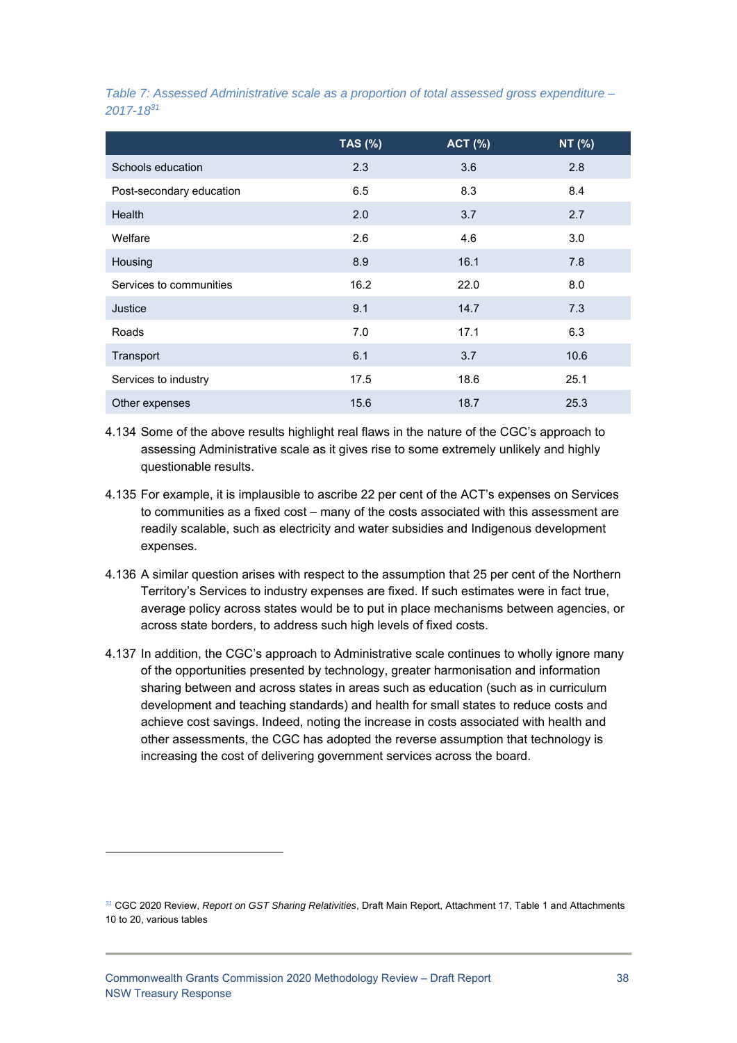*Table 7: Assessed Administrative scale as a proportion of total assessed gross expenditure – 2017-18*[31]

| | TAS (%) | ACT (%) | NT (%) |
|---|---|---|---|
| Schools education | 2.3 | 3.6 | 2.8 |
| Post-secondary education | 6.5 | 8.3 | 8.4 |
| Health | 2.0 | 3.7 | 2.7 |
| Welfare | 2.6 | 4.6 | 3.0 |
| Housing | 8.9 | 16.1 | 7.8 |
| Services to communities | 16.2 | 22.0 | 8.0 |
| Justice | 9.1 | 14.7 | 7.3 |
| Roads | 7.0 | 17.1 | 6.3 |
| Transport | 6.1 | 3.7 | 10.6 |
| Services to industry | 17.5 | 18.6 | 25.1 |
| Other expenses | 15.6 | 18.7 | 25.3 |

4.134 Some of the above results highlight real flaws in the nature of the CGC's approach to assessing Administrative scale as it gives rise to some extremely unlikely and highly questionable results.

4.135 For example, it is implausible to ascribe 22 per cent of the ACT's expenses on Services to communities as a fixed cost – many of the costs associated with this assessment are readily scalable, such as electricity and water subsidies and Indigenous development expenses.

4.136 A similar question arises with respect to the assumption that 25 per cent of the Northern Territory's Services to industry expenses are fixed. If such estimates were in fact true, average policy across states would be to put in place mechanisms between agencies, or across state borders, to address such high levels of fixed costs.

4.137 In addition, the CGC's approach to Administrative scale continues to wholly ignore many of the opportunities presented by technology, greater harmonisation and information sharing between and across states in areas such as education (such as in curriculum development and teaching standards) and health for small states to reduce costs and achieve cost savings. Indeed, noting the increase in costs associated with health and other assessments, the CGC has adopted the reverse assumption that technology is increasing the cost of delivering government services across the board.

[31] CGC 2020 Review, *Report on GST Sharing Relativities*, Draft Main Report, Attachment 17, Table 1 and Attachments 10 to 20, various tables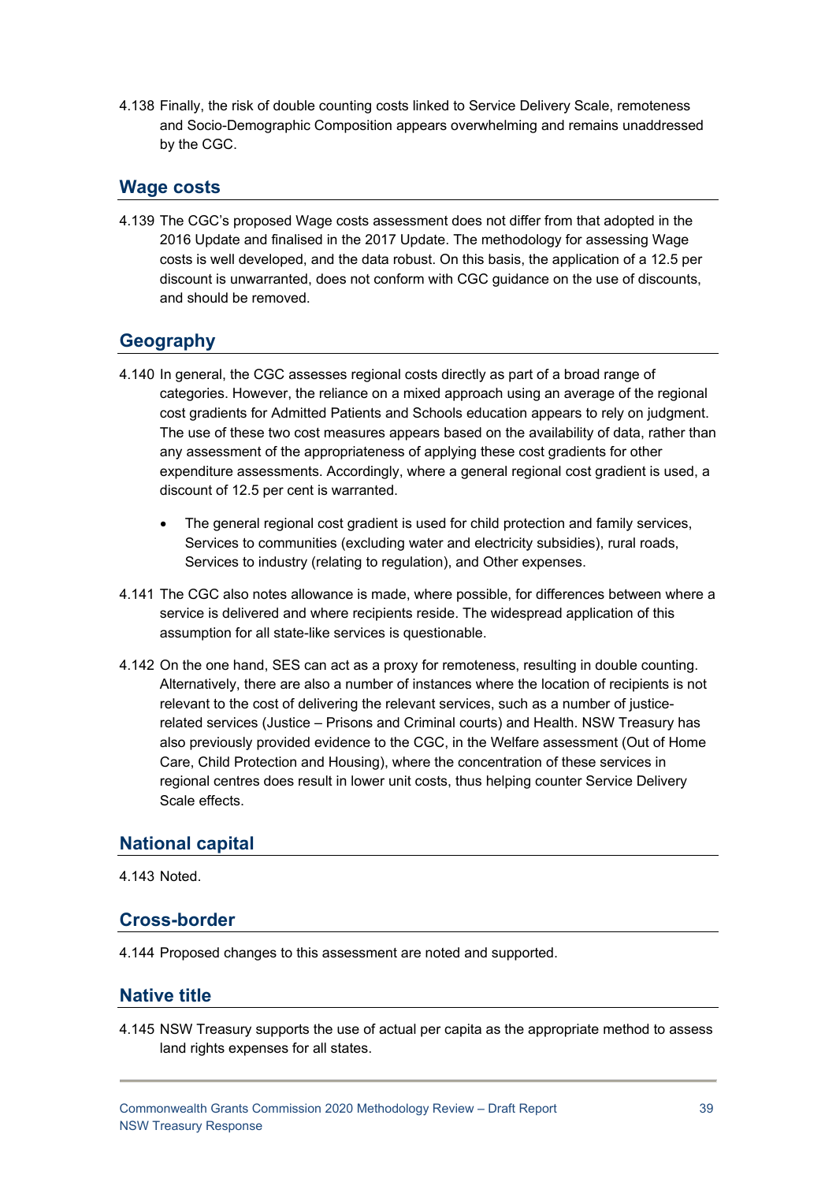4.138 Finally, the risk of double counting costs linked to Service Delivery Scale, remoteness and Socio-Demographic Composition appears overwhelming and remains unaddressed by the CGC.

## Wage costs

4.139 The CGC's proposed Wage costs assessment does not differ from that adopted in the 2016 Update and finalised in the 2017 Update. The methodology for assessing Wage costs is well developed, and the data robust. On this basis, the application of a 12.5 per discount is unwarranted, does not conform with CGC guidance on the use of discounts, and should be removed.

## Geography

4.140 In general, the CGC assesses regional costs directly as part of a broad range of categories. However, the reliance on a mixed approach using an average of the regional cost gradients for Admitted Patients and Schools education appears to rely on judgment. The use of these two cost measures appears based on the availability of data, rather than any assessment of the appropriateness of applying these cost gradients for other expenditure assessments. Accordingly, where a general regional cost gradient is used, a discount of 12.5 per cent is warranted.

- The general regional cost gradient is used for child protection and family services, Services to communities (excluding water and electricity subsidies), rural roads, Services to industry (relating to regulation), and Other expenses.

4.141 The CGC also notes allowance is made, where possible, for differences between where a service is delivered and where recipients reside. The widespread application of this assumption for all state-like services is questionable.

4.142 On the one hand, SES can act as a proxy for remoteness, resulting in double counting. Alternatively, there are also a number of instances where the location of recipients is not relevant to the cost of delivering the relevant services, such as a number of justice-related services (Justice – Prisons and Criminal courts) and Health. NSW Treasury has also previously provided evidence to the CGC, in the Welfare assessment (Out of Home Care, Child Protection and Housing), where the concentration of these services in regional centres does result in lower unit costs, thus helping counter Service Delivery Scale effects.

## National capital

4.143 Noted.

## Cross-border

4.144 Proposed changes to this assessment are noted and supported.

## Native title

4.145 NSW Treasury supports the use of actual per capita as the appropriate method to assess land rights expenses for all states.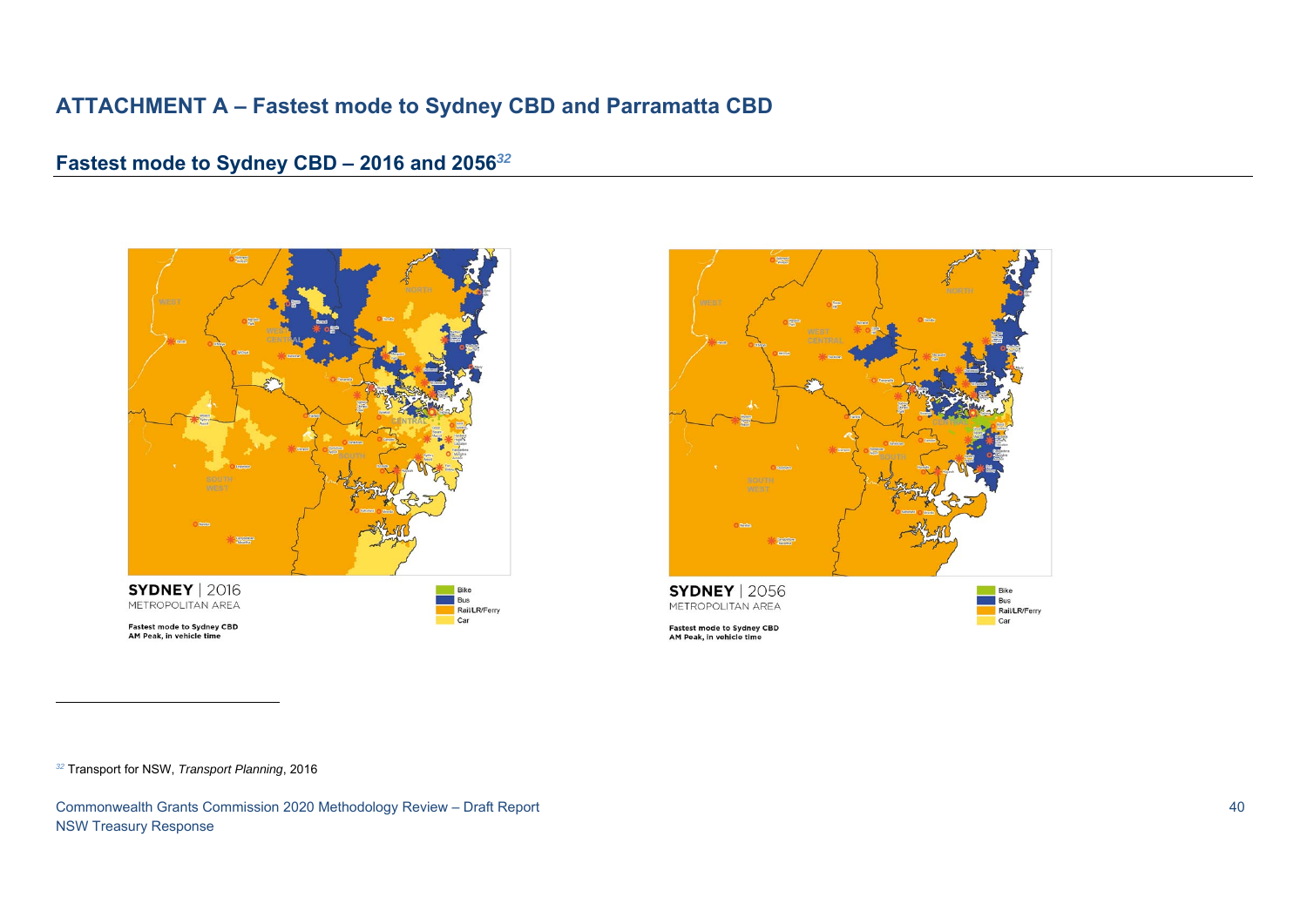# ATTACHMENT A – Fastest mode to Sydney CBD and Parramatta CBD

## Fastest mode to Sydney CBD – 2016 and 2056[32]

**SYDNEY** | 2016
METROPOLITAN AREA

**Fastest mode to Sydney CBD**
**AM Peak, in vehicle time**

Bike
Bus
Rail/LR/Ferry
Car

**SYDNEY** | 2056
METROPOLITAN AREA

**Fastest mode to Sydney CBD**
**AM Peak, in vehicle time**

Bike
Bus
Rail/LR/Ferry
Car

[32] Transport for NSW, *Transport Planning*, 2016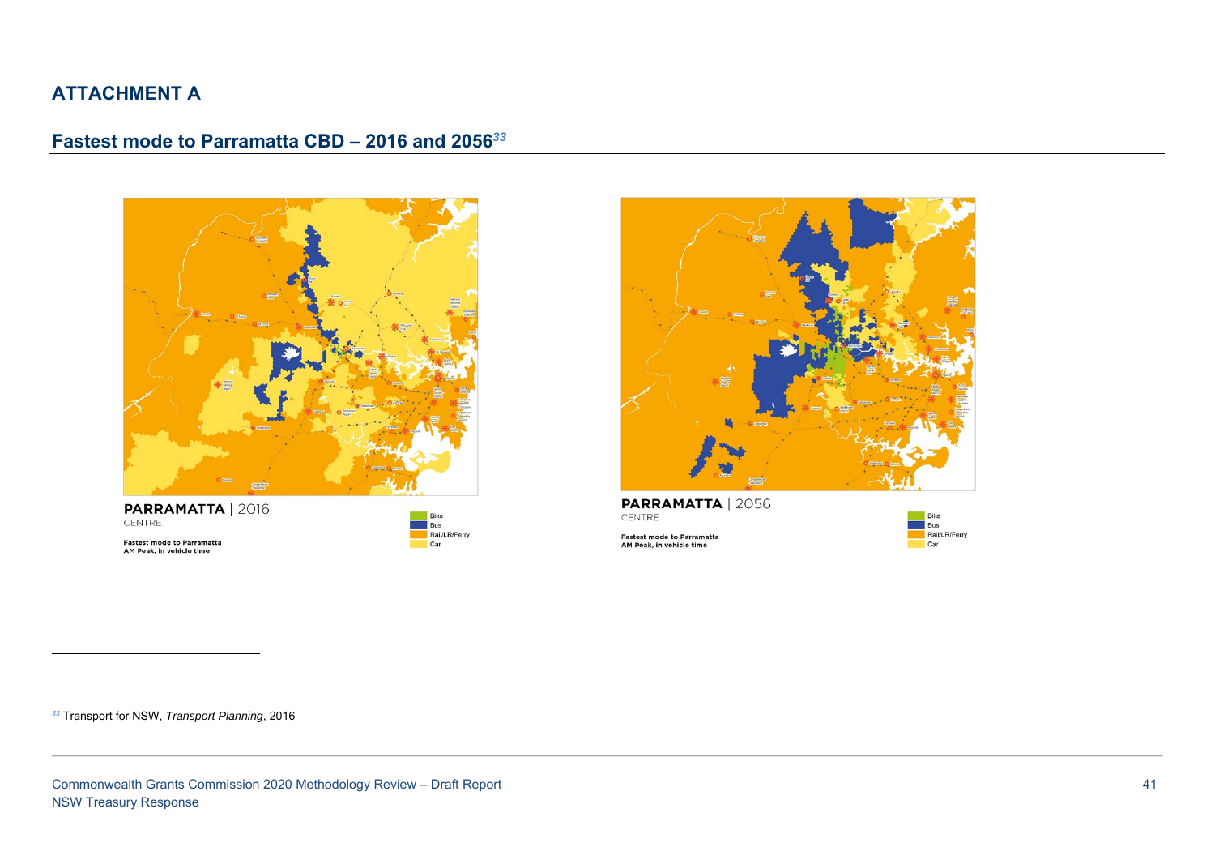# ATTACHMENT A

## Fastest mode to Parramatta CBD – 2016 and 2056[33]

**PARRAMATTA** | 2016
CENTRE

**Fastest mode to Parramatta**
**AM Peak, in vehicle time**

- Bike
- Bus
- Rail/LR/Ferry
- Car

**PARRAMATTA** | 2056
CENTRE

**Fastest mode to Parramatta**
**AM Peak, in vehicle time**

- Bike
- Bus
- Rail/LR/Ferry
- Car

---

[33] Transport for NSW, *Transport Planning*, 2016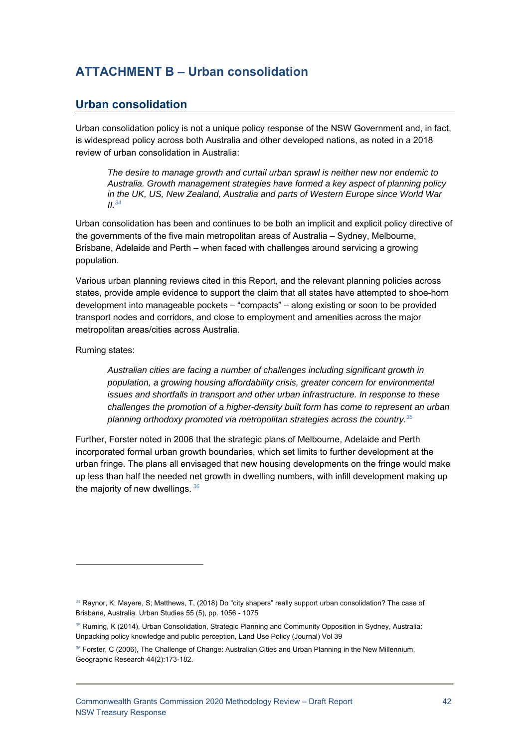# ATTACHMENT B – Urban consolidation

## Urban consolidation

Urban consolidation policy is not a unique policy response of the NSW Government and, in fact, is widespread policy across both Australia and other developed nations, as noted in a 2018 review of urban consolidation in Australia:

> *The desire to manage growth and curtail urban sprawl is neither new nor endemic to Australia. Growth management strategies have formed a key aspect of planning policy in the UK, US, New Zealand, Australia and parts of Western Europe since World War II.*[34]

Urban consolidation has been and continues to be both an implicit and explicit policy directive of the governments of the five main metropolitan areas of Australia – Sydney, Melbourne, Brisbane, Adelaide and Perth – when faced with challenges around servicing a growing population.

Various urban planning reviews cited in this Report, and the relevant planning policies across states, provide ample evidence to support the claim that all states have attempted to shoe-horn development into manageable pockets – "compacts" – along existing or soon to be provided transport nodes and corridors, and close to employment and amenities across the major metropolitan areas/cities across Australia.

Ruming states:

> *Australian cities are facing a number of challenges including significant growth in population, a growing housing affordability crisis, greater concern for environmental issues and shortfalls in transport and other urban infrastructure. In response to these challenges the promotion of a higher-density built form has come to represent an urban planning orthodoxy promoted via metropolitan strategies across the country.*[35]

Further, Forster noted in 2006 that the strategic plans of Melbourne, Adelaide and Perth incorporated formal urban growth boundaries, which set limits to further development at the urban fringe. The plans all envisaged that new housing developments on the fringe would make up less than half the needed net growth in dwelling numbers, with infill development making up the majority of new dwellings.[36]

---

[34] Raynor, K; Mayere, S; Matthews, T, (2018) Do "city shapers" really support urban consolidation? The case of Brisbane, Australia. Urban Studies 55 (5), pp. 1056 - 1075

[35] Ruming, K (2014), Urban Consolidation, Strategic Planning and Community Opposition in Sydney, Australia: Unpacking policy knowledge and public perception, Land Use Policy (Journal) Vol 39

[36] Forster, C (2006), The Challenge of Change: Australian Cities and Urban Planning in the New Millennium, Geographic Research 44(2):173-182.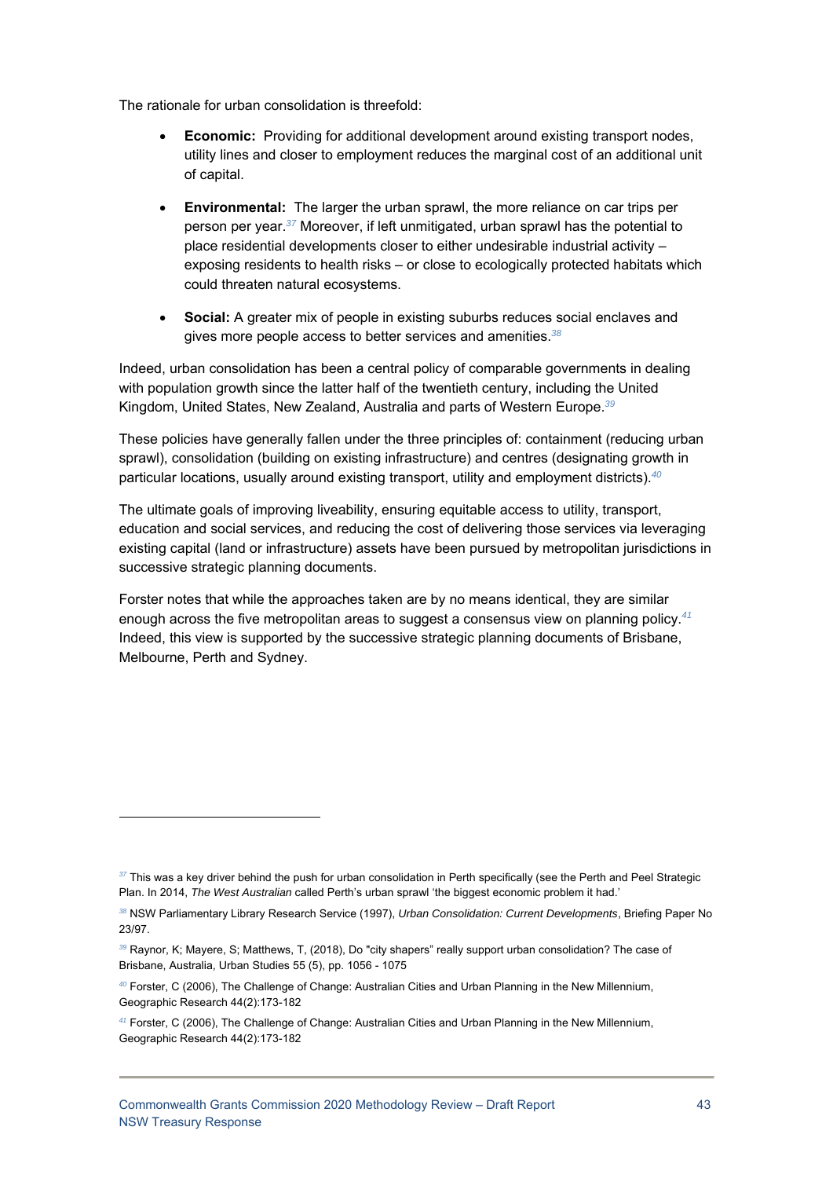The rationale for urban consolidation is threefold:

- **Economic:** Providing for additional development around existing transport nodes, utility lines and closer to employment reduces the marginal cost of an additional unit of capital.
- **Environmental:** The larger the urban sprawl, the more reliance on car trips per person per year.[37] Moreover, if left unmitigated, urban sprawl has the potential to place residential developments closer to either undesirable industrial activity – exposing residents to health risks – or close to ecologically protected habitats which could threaten natural ecosystems.
- **Social:** A greater mix of people in existing suburbs reduces social enclaves and gives more people access to better services and amenities.[38]

Indeed, urban consolidation has been a central policy of comparable governments in dealing with population growth since the latter half of the twentieth century, including the United Kingdom, United States, New Zealand, Australia and parts of Western Europe.[39]

These policies have generally fallen under the three principles of: containment (reducing urban sprawl), consolidation (building on existing infrastructure) and centres (designating growth in particular locations, usually around existing transport, utility and employment districts).[40]

The ultimate goals of improving liveability, ensuring equitable access to utility, transport, education and social services, and reducing the cost of delivering those services via leveraging existing capital (land or infrastructure) assets have been pursued by metropolitan jurisdictions in successive strategic planning documents.

Forster notes that while the approaches taken are by no means identical, they are similar enough across the five metropolitan areas to suggest a consensus view on planning policy.[41] Indeed, this view is supported by the successive strategic planning documents of Brisbane, Melbourne, Perth and Sydney.

---

[37] This was a key driver behind the push for urban consolidation in Perth specifically (see the Perth and Peel Strategic Plan. In 2014, *The West Australian* called Perth's urban sprawl 'the biggest economic problem it had.'

[38] NSW Parliamentary Library Research Service (1997), *Urban Consolidation: Current Developments*, Briefing Paper No 23/97.

[39] Raynor, K; Mayere, S; Matthews, T, (2018), Do "city shapers" really support urban consolidation? The case of Brisbane, Australia, Urban Studies 55 (5), pp. 1056 - 1075

[40] Forster, C (2006), The Challenge of Change: Australian Cities and Urban Planning in the New Millennium, Geographic Research 44(2):173-182

[41] Forster, C (2006), The Challenge of Change: Australian Cities and Urban Planning in the New Millennium, Geographic Research 44(2):173-182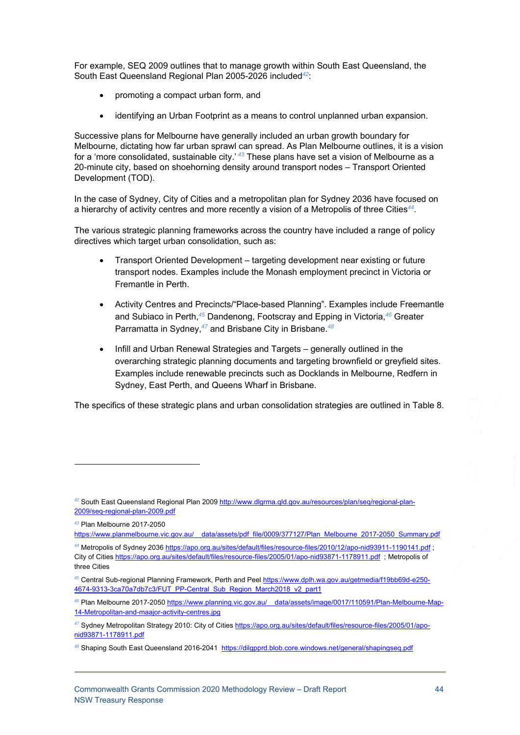For example, SEQ 2009 outlines that to manage growth within South East Queensland, the South East Queensland Regional Plan 2005-2026 included[42]:

- promoting a compact urban form, and
- identifying an Urban Footprint as a means to control unplanned urban expansion.

Successive plans for Melbourne have generally included an urban growth boundary for Melbourne, dictating how far urban sprawl can spread. As Plan Melbourne outlines, it is a vision for a 'more consolidated, sustainable city.' [43] These plans have set a vision of Melbourne as a 20-minute city, based on shoehorning density around transport nodes – Transport Oriented Development (TOD).

In the case of Sydney, City of Cities and a metropolitan plan for Sydney 2036 have focused on a hierarchy of activity centres and more recently a vision of a Metropolis of three Cities[44].

The various strategic planning frameworks across the country have included a range of policy directives which target urban consolidation, such as:

- Transport Oriented Development – targeting development near existing or future transport nodes. Examples include the Monash employment precinct in Victoria or Fremantle in Perth.
- Activity Centres and Precincts/"Place-based Planning". Examples include Freemantle and Subiaco in Perth,[45] Dandenong, Footscray and Epping in Victoria,[46] Greater Parramatta in Sydney,[47] and Brisbane City in Brisbane.[48]
- Infill and Urban Renewal Strategies and Targets – generally outlined in the overarching strategic planning documents and targeting brownfield or greyfield sites. Examples include renewable precincts such as Docklands in Melbourne, Redfern in Sydney, East Perth, and Queens Wharf in Brisbane.

The specifics of these strategic plans and urban consolidation strategies are outlined in Table 8.

---

[42] South East Queensland Regional Plan 2009 http://www.dlgrma.qld.gov.au/resources/plan/seq/regional-plan-2009/seq-regional-plan-2009.pdf

[43] Plan Melbourne 2017-2050 https://www.planmelbourne.vic.gov.au/__data/assets/pdf_file/0009/377127/Plan_Melbourne_2017-2050_Summary.pdf

[44] Metropolis of Sydney 2036 https://apo.org.au/sites/default/files/resource-files/2010/12/apo-nid93911-1190141.pdf ; City of Cities https://apo.org.au/sites/default/files/resource-files/2005/01/apo-nid93871-1178911.pdf ; Metropolis of three Cities

[45] Central Sub-regional Planning Framework, Perth and Peel https://www.dplh.wa.gov.au/getmedia/f19bb69d-e250-4674-9313-3ca70a7db7c3/FUT_PP-Central_Sub_Region_March2018_v2_part1

[46] Plan Melbourne 2017-2050 https://www.planning.vic.gov.au/__data/assets/image/0017/110591/Plan-Melbourne-Map-14-Metropolitan-and-maajor-activity-centres.jpg

[47] Sydney Metropolitan Strategy 2010: City of Cities https://apo.org.au/sites/default/files/resource-files/2005/01/apo-nid93871-1178911.pdf

[48] Shaping South East Queensland 2016-2041 https://dilgpprd.blob.core.windows.net/general/shapingseq.pdf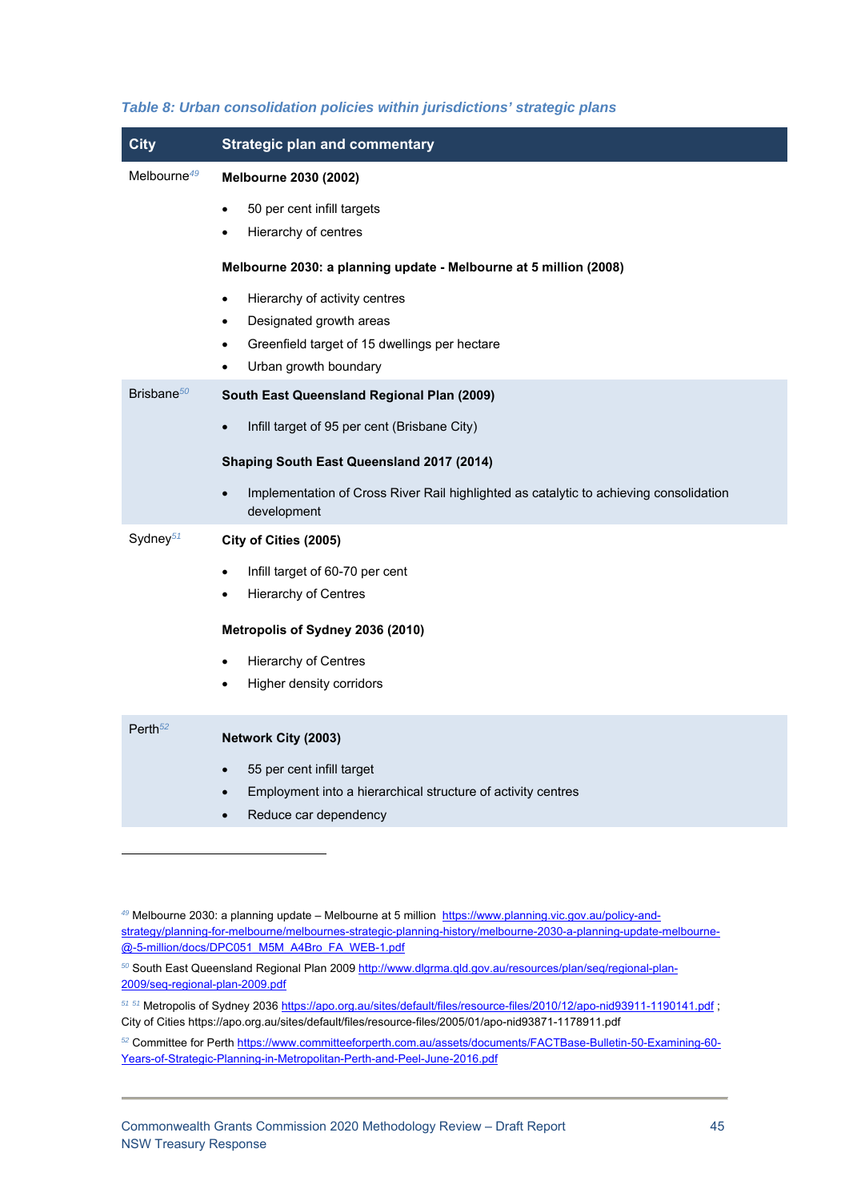*Table 8: Urban consolidation policies within jurisdictions' strategic plans*

| City | Strategic plan and commentary |
|---|---|
| Melbourne[49] | **Melbourne 2030 (2002)**<br>• 50 per cent infill targets<br>• Hierarchy of centres<br>**Melbourne 2030: a planning update - Melbourne at 5 million (2008)**<br>• Hierarchy of activity centres<br>• Designated growth areas<br>• Greenfield target of 15 dwellings per hectare<br>• Urban growth boundary |
| Brisbane[50] | **South East Queensland Regional Plan (2009)**<br>• Infill target of 95 per cent (Brisbane City)<br>**Shaping South East Queensland 2017 (2014)**<br>• Implementation of Cross River Rail highlighted as catalytic to achieving consolidation development |
| Sydney[51] | **City of Cities (2005)**<br>• Infill target of 60-70 per cent<br>• Hierarchy of Centres<br>**Metropolis of Sydney 2036 (2010)**<br>• Hierarchy of Centres<br>• Higher density corridors |
| Perth[52] | **Network City (2003)**<br>• 55 per cent infill target<br>• Employment into a hierarchical structure of activity centres<br>• Reduce car dependency |

[49] Melbourne 2030: a planning update – Melbourne at 5 million https://www.planning.vic.gov.au/policy-and-strategy/planning-for-melbourne/melbournes-strategic-planning-history/melbourne-2030-a-planning-update-melbourne-@-5-million/docs/DPC051_M5M_A4Bro_FA_WEB-1.pdf

[50] South East Queensland Regional Plan 2009 http://www.dlgrma.qld.gov.au/resources/plan/seq/regional-plan-2009/seq-regional-plan-2009.pdf

[51] [51] Metropolis of Sydney 2036 https://apo.org.au/sites/default/files/resource-files/2010/12/apo-nid93911-1190141.pdf ; City of Cities https://apo.org.au/sites/default/files/resource-files/2005/01/apo-nid93871-1178911.pdf

[52] Committee for Perth https://www.committeeforperth.com.au/assets/documents/FACTBase-Bulletin-50-Examining-60-Years-of-Strategic-Planning-in-Metropolitan-Perth-and-Peel-June-2016.pdf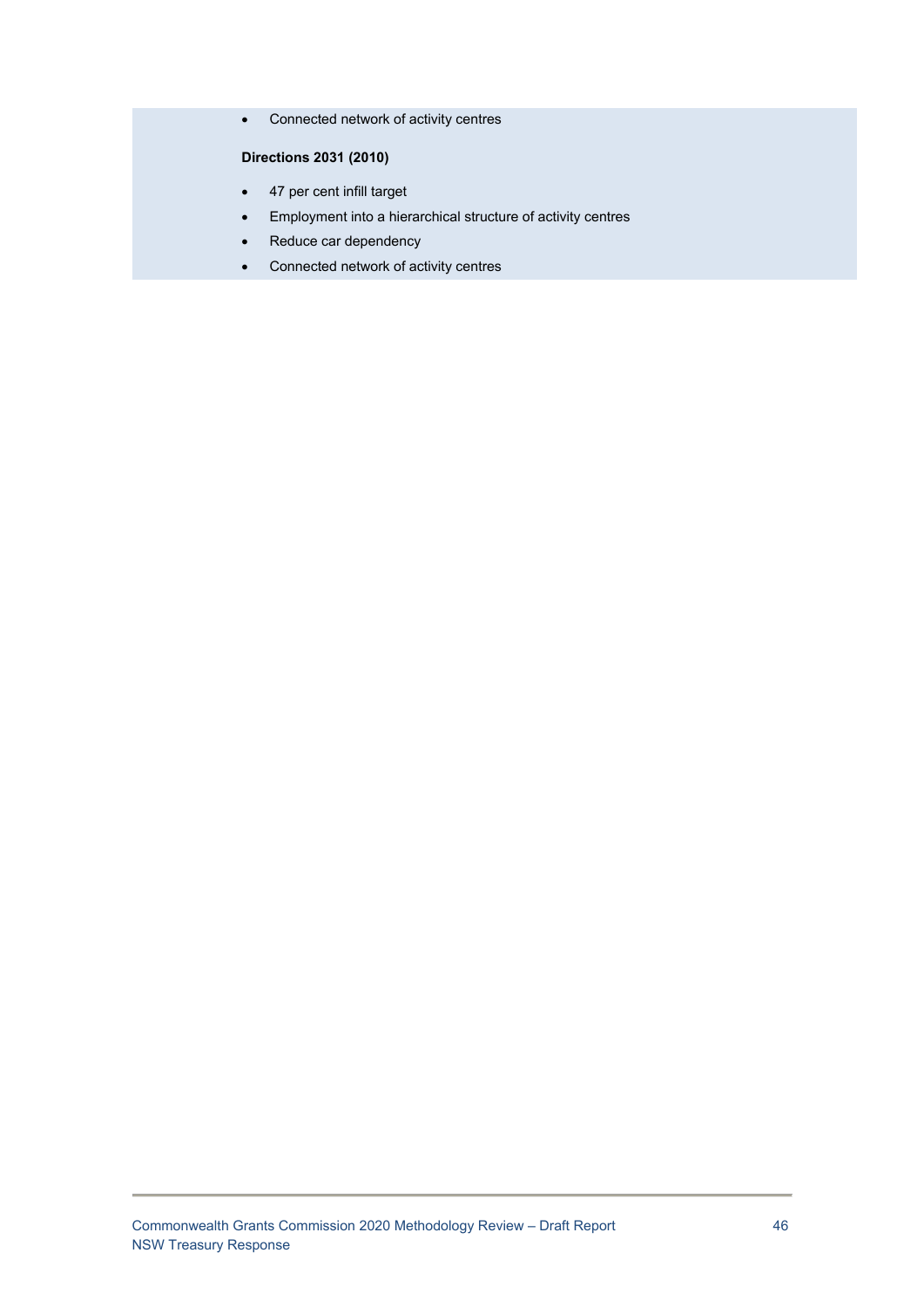- Connected network of activity centres

**Directions 2031 (2010)**

- 47 per cent infill target
- Employment into a hierarchical structure of activity centres
- Reduce car dependency
- Connected network of activity centres